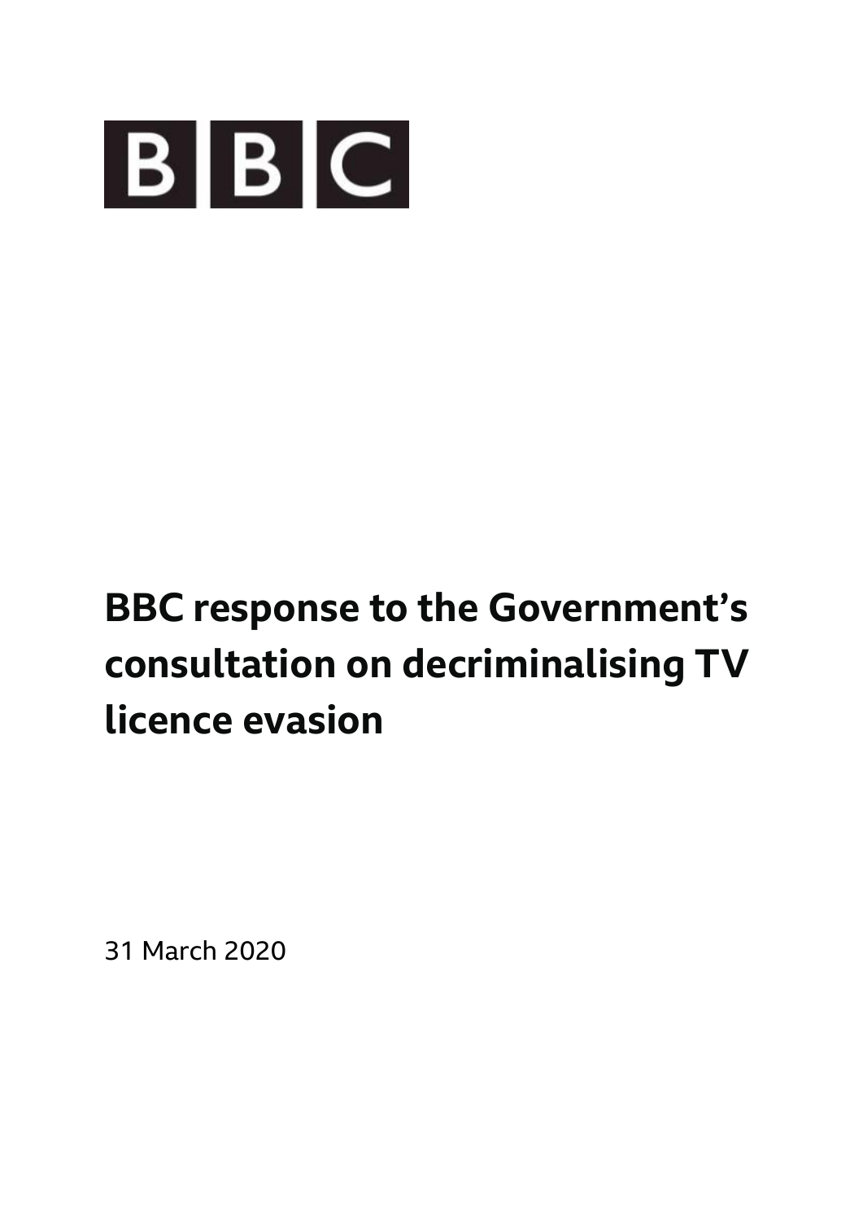BBC

# BBC response to the Government's consultation on decriminalising TV licence evasion

31 March 2020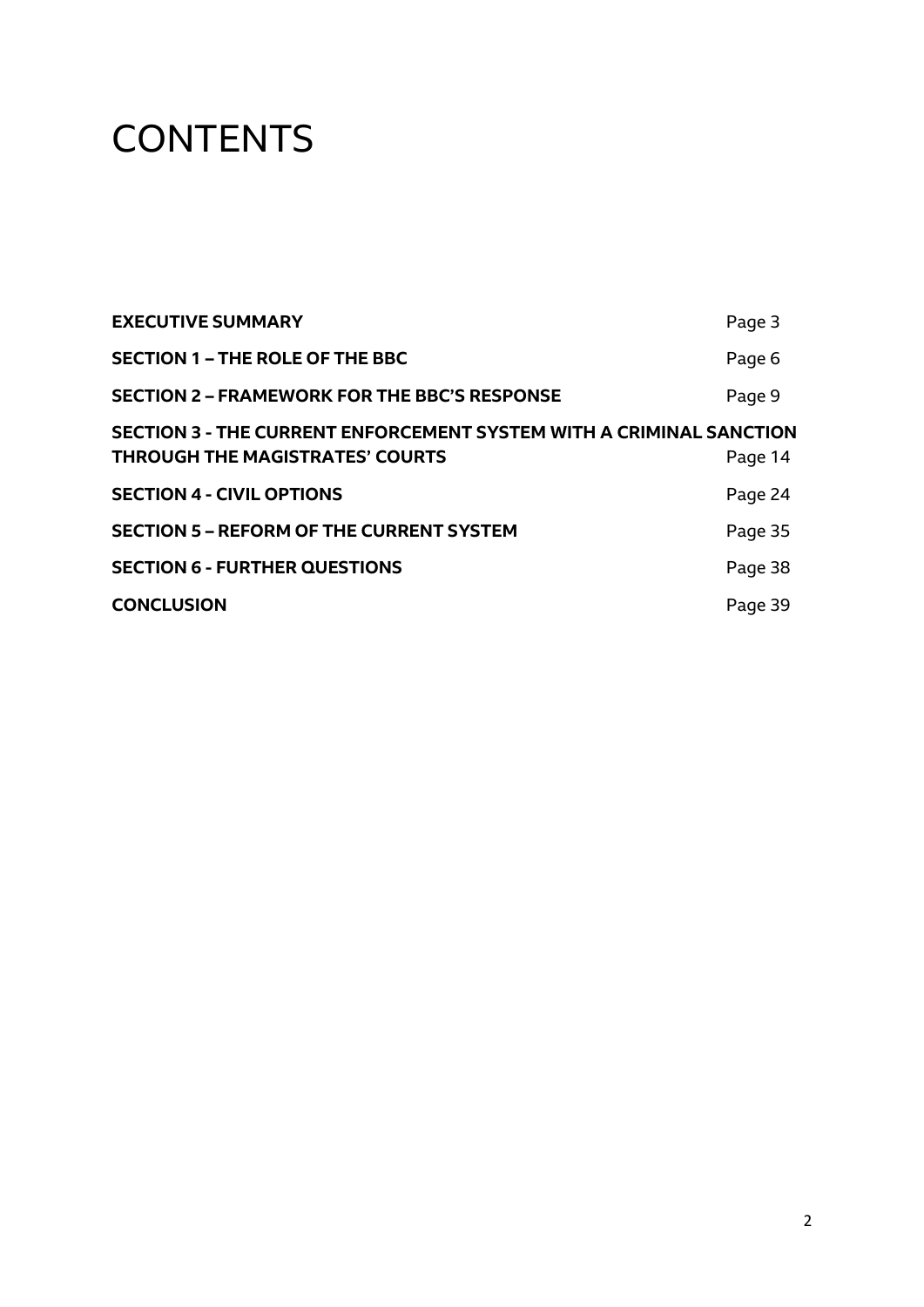# CONTENTS

| | |
|---|---|
| **EXECUTIVE SUMMARY** | Page 3 |
| **SECTION 1 – THE ROLE OF THE BBC** | Page 6 |
| **SECTION 2 – FRAMEWORK FOR THE BBC'S RESPONSE** | Page 9 |
| **SECTION 3 - THE CURRENT ENFORCEMENT SYSTEM WITH A CRIMINAL SANCTION THROUGH THE MAGISTRATES' COURTS** | Page 14 |
| **SECTION 4 - CIVIL OPTIONS** | Page 24 |
| **SECTION 5 – REFORM OF THE CURRENT SYSTEM** | Page 35 |
| **SECTION 6 - FURTHER QUESTIONS** | Page 38 |
| **CONCLUSION** | Page 39 |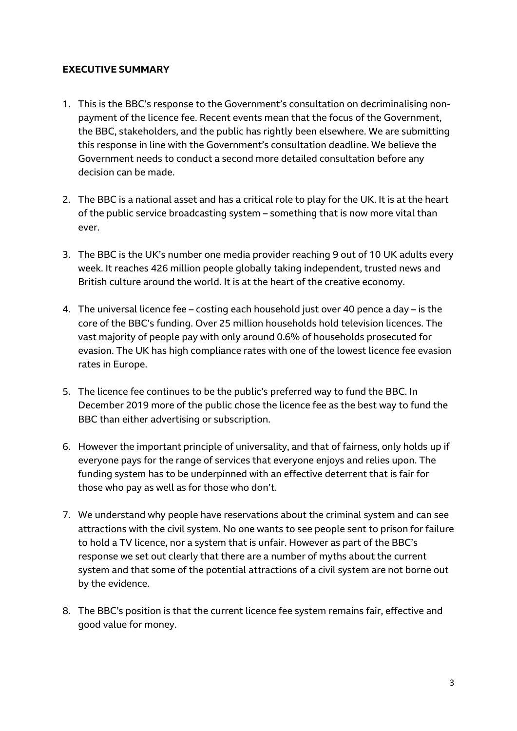**EXECUTIVE SUMMARY**

1. This is the BBC's response to the Government's consultation on decriminalising non-payment of the licence fee. Recent events mean that the focus of the Government, the BBC, stakeholders, and the public has rightly been elsewhere. We are submitting this response in line with the Government's consultation deadline. We believe the Government needs to conduct a second more detailed consultation before any decision can be made.

2. The BBC is a national asset and has a critical role to play for the UK. It is at the heart of the public service broadcasting system – something that is now more vital than ever.

3. The BBC is the UK's number one media provider reaching 9 out of 10 UK adults every week. It reaches 426 million people globally taking independent, trusted news and British culture around the world. It is at the heart of the creative economy.

4. The universal licence fee – costing each household just over 40 pence a day – is the core of the BBC's funding. Over 25 million households hold television licences. The vast majority of people pay with only around 0.6% of households prosecuted for evasion. The UK has high compliance rates with one of the lowest licence fee evasion rates in Europe.

5. The licence fee continues to be the public's preferred way to fund the BBC. In December 2019 more of the public chose the licence fee as the best way to fund the BBC than either advertising or subscription.

6. However the important principle of universality, and that of fairness, only holds up if everyone pays for the range of services that everyone enjoys and relies upon. The funding system has to be underpinned with an effective deterrent that is fair for those who pay as well as for those who don't.

7. We understand why people have reservations about the criminal system and can see attractions with the civil system. No one wants to see people sent to prison for failure to hold a TV licence, nor a system that is unfair. However as part of the BBC's response we set out clearly that there are a number of myths about the current system and that some of the potential attractions of a civil system are not borne out by the evidence.

8. The BBC's position is that the current licence fee system remains fair, effective and good value for money.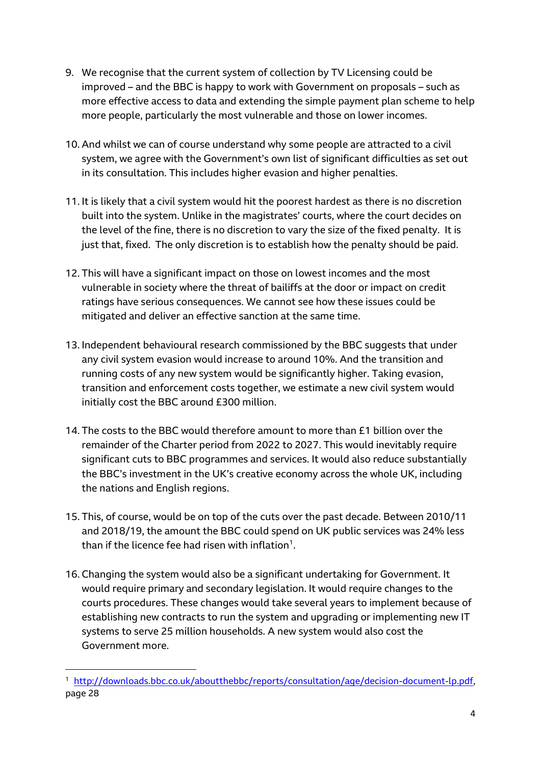9. We recognise that the current system of collection by TV Licensing could be improved – and the BBC is happy to work with Government on proposals – such as more effective access to data and extending the simple payment plan scheme to help more people, particularly the most vulnerable and those on lower incomes.

10. And whilst we can of course understand why some people are attracted to a civil system, we agree with the Government's own list of significant difficulties as set out in its consultation. This includes higher evasion and higher penalties.

11. It is likely that a civil system would hit the poorest hardest as there is no discretion built into the system. Unlike in the magistrates' courts, where the court decides on the level of the fine, there is no discretion to vary the size of the fixed penalty. It is just that, fixed. The only discretion is to establish how the penalty should be paid.

12. This will have a significant impact on those on lowest incomes and the most vulnerable in society where the threat of bailiffs at the door or impact on credit ratings have serious consequences. We cannot see how these issues could be mitigated and deliver an effective sanction at the same time.

13. Independent behavioural research commissioned by the BBC suggests that under any civil system evasion would increase to around 10%. And the transition and running costs of any new system would be significantly higher. Taking evasion, transition and enforcement costs together, we estimate a new civil system would initially cost the BBC around £300 million.

14. The costs to the BBC would therefore amount to more than £1 billion over the remainder of the Charter period from 2022 to 2027. This would inevitably require significant cuts to BBC programmes and services. It would also reduce substantially the BBC's investment in the UK's creative economy across the whole UK, including the nations and English regions.

15. This, of course, would be on top of the cuts over the past decade. Between 2010/11 and 2018/19, the amount the BBC could spend on UK public services was 24% less than if the licence fee had risen with inflation[1].

16. Changing the system would also be a significant undertaking for Government. It would require primary and secondary legislation. It would require changes to the courts procedures. These changes would take several years to implement because of establishing new contracts to run the system and upgrading or implementing new IT systems to serve 25 million households. A new system would also cost the Government more.

---

[1] http://downloads.bbc.co.uk/aboutthebbc/reports/consultation/age/decision-document-lp.pdf, page 28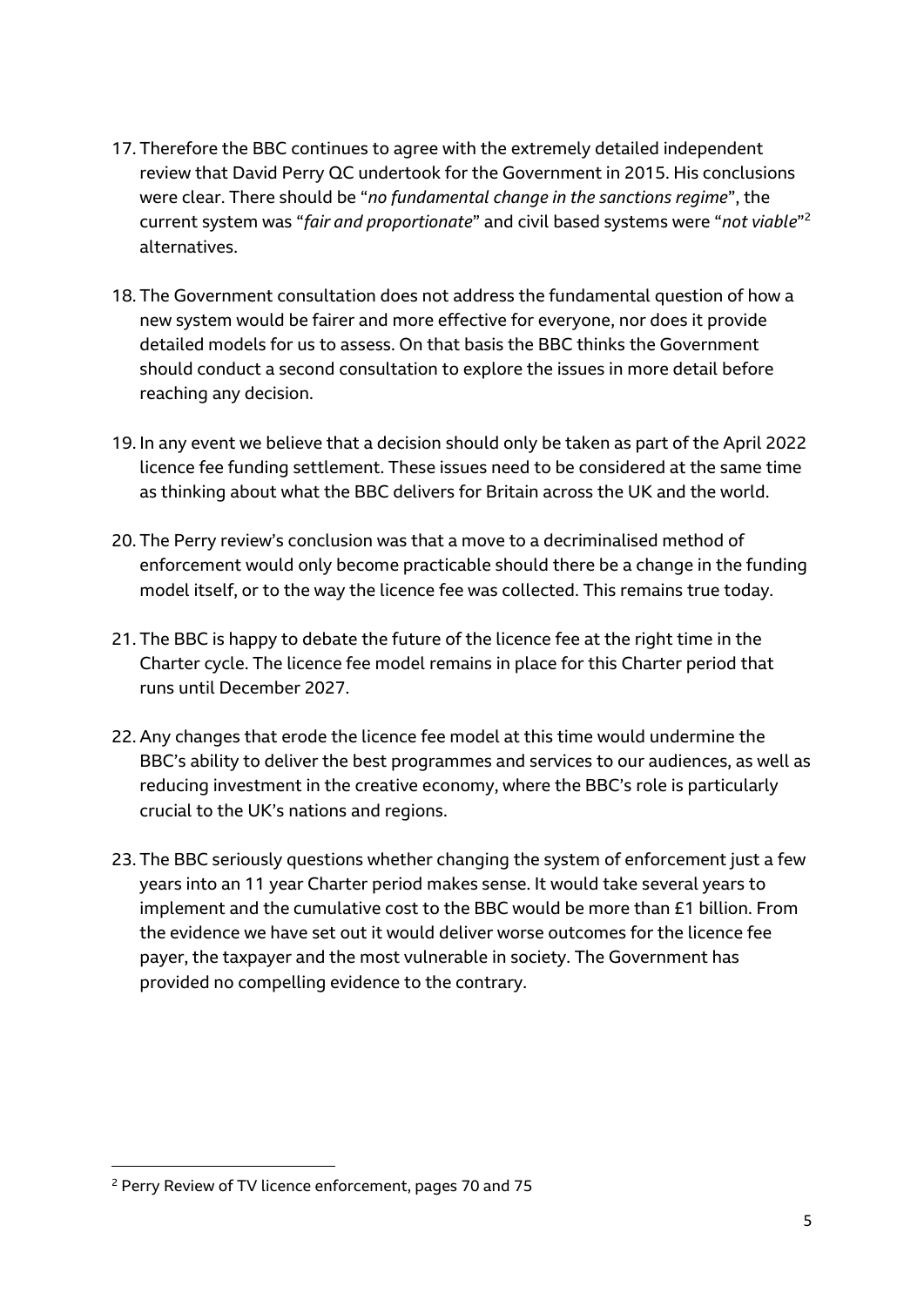17. Therefore the BBC continues to agree with the extremely detailed independent review that David Perry QC undertook for the Government in 2015. His conclusions were clear. There should be "*no fundamental change in the sanctions regime*", the current system was "*fair and proportionate*" and civil based systems were "*not viable*"[2] alternatives.

18. The Government consultation does not address the fundamental question of how a new system would be fairer and more effective for everyone, nor does it provide detailed models for us to assess. On that basis the BBC thinks the Government should conduct a second consultation to explore the issues in more detail before reaching any decision.

19. In any event we believe that a decision should only be taken as part of the April 2022 licence fee funding settlement. These issues need to be considered at the same time as thinking about what the BBC delivers for Britain across the UK and the world.

20. The Perry review's conclusion was that a move to a decriminalised method of enforcement would only become practicable should there be a change in the funding model itself, or to the way the licence fee was collected. This remains true today.

21. The BBC is happy to debate the future of the licence fee at the right time in the Charter cycle. The licence fee model remains in place for this Charter period that runs until December 2027.

22. Any changes that erode the licence fee model at this time would undermine the BBC's ability to deliver the best programmes and services to our audiences, as well as reducing investment in the creative economy, where the BBC's role is particularly crucial to the UK's nations and regions.

23. The BBC seriously questions whether changing the system of enforcement just a few years into an 11 year Charter period makes sense. It would take several years to implement and the cumulative cost to the BBC would be more than £1 billion. From the evidence we have set out it would deliver worse outcomes for the licence fee payer, the taxpayer and the most vulnerable in society. The Government has provided no compelling evidence to the contrary.

---

[2] Perry Review of TV licence enforcement, pages 70 and 75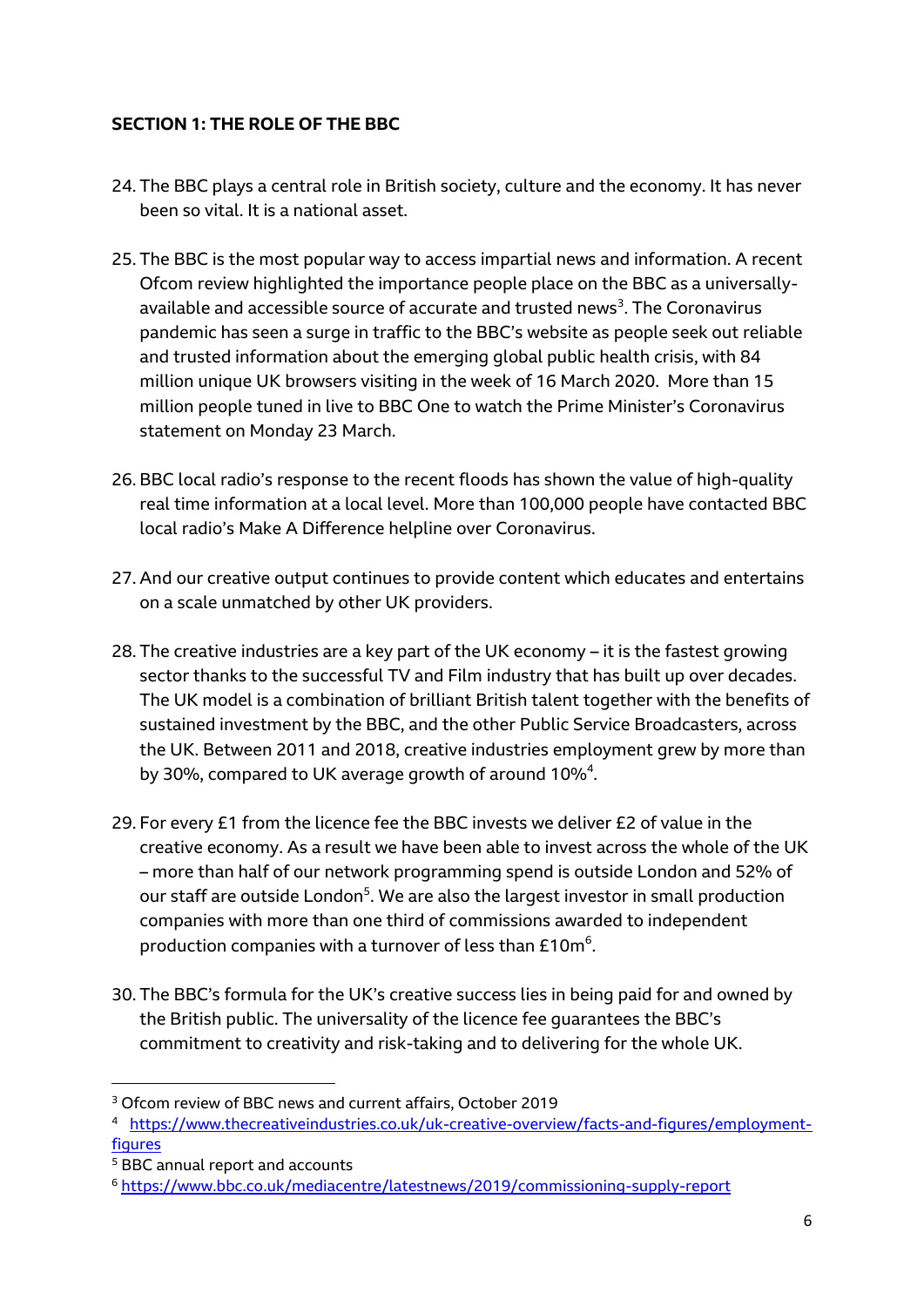## SECTION 1: THE ROLE OF THE BBC

24. The BBC plays a central role in British society, culture and the economy. It has never been so vital. It is a national asset.

25. The BBC is the most popular way to access impartial news and information. A recent Ofcom review highlighted the importance people place on the BBC as a universally-available and accessible source of accurate and trusted news[3]. The Coronavirus pandemic has seen a surge in traffic to the BBC's website as people seek out reliable and trusted information about the emerging global public health crisis, with 84 million unique UK browsers visiting in the week of 16 March 2020. More than 15 million people tuned in live to BBC One to watch the Prime Minister's Coronavirus statement on Monday 23 March.

26. BBC local radio's response to the recent floods has shown the value of high-quality real time information at a local level. More than 100,000 people have contacted BBC local radio's Make A Difference helpline over Coronavirus.

27. And our creative output continues to provide content which educates and entertains on a scale unmatched by other UK providers.

28. The creative industries are a key part of the UK economy – it is the fastest growing sector thanks to the successful TV and Film industry that has built up over decades. The UK model is a combination of brilliant British talent together with the benefits of sustained investment by the BBC, and the other Public Service Broadcasters, across the UK. Between 2011 and 2018, creative industries employment grew by more than by 30%, compared to UK average growth of around 10%[4].

29. For every £1 from the licence fee the BBC invests we deliver £2 of value in the creative economy. As a result we have been able to invest across the whole of the UK – more than half of our network programming spend is outside London and 52% of our staff are outside London[5]. We are also the largest investor in small production companies with more than one third of commissions awarded to independent production companies with a turnover of less than £10m[6].

30. The BBC's formula for the UK's creative success lies in being paid for and owned by the British public. The universality of the licence fee guarantees the BBC's commitment to creativity and risk-taking and to delivering for the whole UK.

---

[3] Ofcom review of BBC news and current affairs, October 2019

[4] https://www.thecreativeindustries.co.uk/uk-creative-overview/facts-and-figures/employment-figures

[5] BBC annual report and accounts

[6] https://www.bbc.co.uk/mediacentre/latestnews/2019/commissioning-supply-report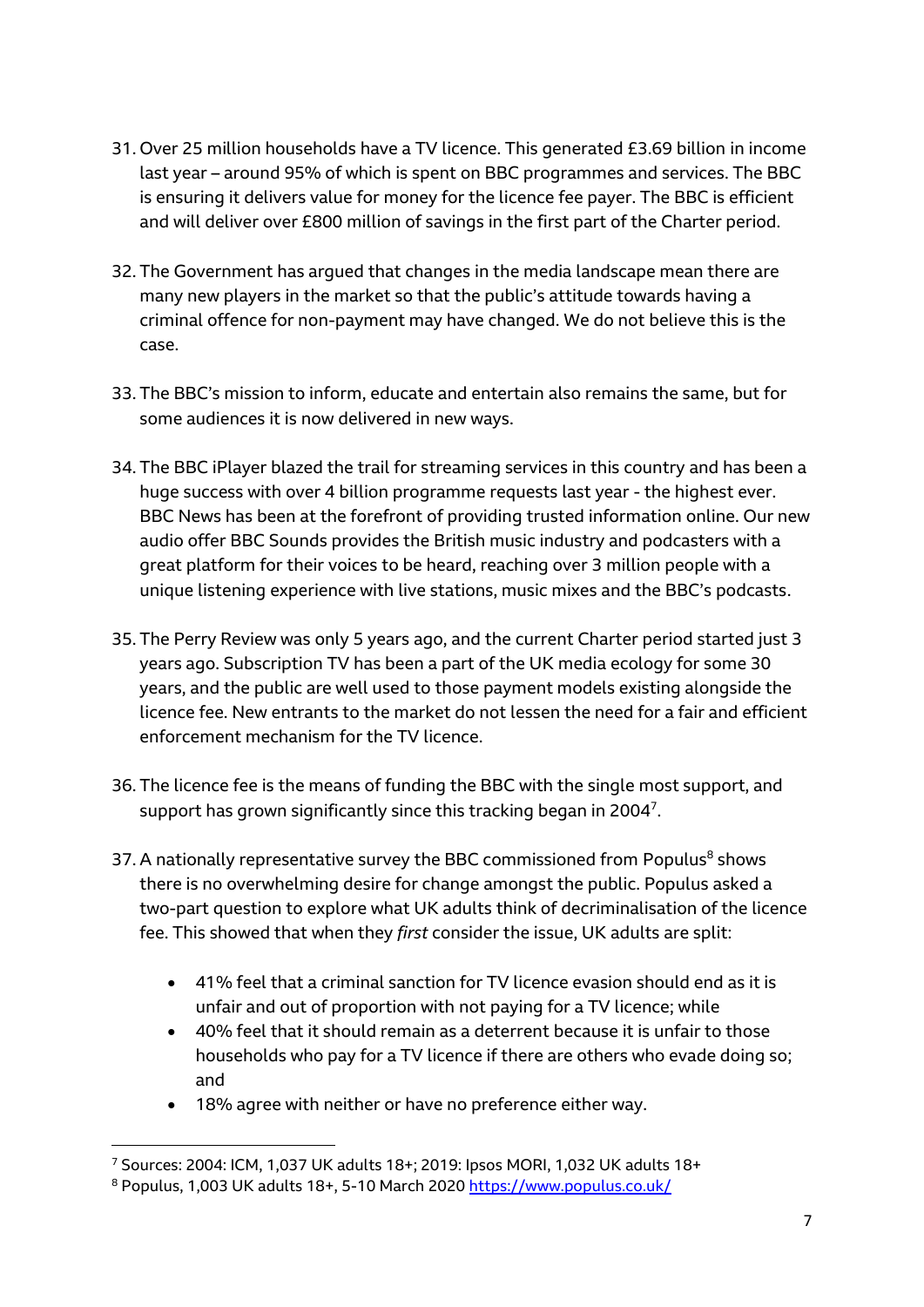31. Over 25 million households have a TV licence. This generated £3.69 billion in income last year – around 95% of which is spent on BBC programmes and services. The BBC is ensuring it delivers value for money for the licence fee payer. The BBC is efficient and will deliver over £800 million of savings in the first part of the Charter period.

32. The Government has argued that changes in the media landscape mean there are many new players in the market so that the public's attitude towards having a criminal offence for non-payment may have changed. We do not believe this is the case.

33. The BBC's mission to inform, educate and entertain also remains the same, but for some audiences it is now delivered in new ways.

34. The BBC iPlayer blazed the trail for streaming services in this country and has been a huge success with over 4 billion programme requests last year - the highest ever. BBC News has been at the forefront of providing trusted information online. Our new audio offer BBC Sounds provides the British music industry and podcasters with a great platform for their voices to be heard, reaching over 3 million people with a unique listening experience with live stations, music mixes and the BBC's podcasts.

35. The Perry Review was only 5 years ago, and the current Charter period started just 3 years ago. Subscription TV has been a part of the UK media ecology for some 30 years, and the public are well used to those payment models existing alongside the licence fee. New entrants to the market do not lessen the need for a fair and efficient enforcement mechanism for the TV licence.

36. The licence fee is the means of funding the BBC with the single most support, and support has grown significantly since this tracking began in 2004[7].

37. A nationally representative survey the BBC commissioned from Populus[8] shows there is no overwhelming desire for change amongst the public. Populus asked a two-part question to explore what UK adults think of decriminalisation of the licence fee. This showed that when they *first* consider the issue, UK adults are split:

    - 41% feel that a criminal sanction for TV licence evasion should end as it is unfair and out of proportion with not paying for a TV licence; while
    - 40% feel that it should remain as a deterrent because it is unfair to those households who pay for a TV licence if there are others who evade doing so; and
    - 18% agree with neither or have no preference either way.

---

[7] Sources: 2004: ICM, 1,037 UK adults 18+; 2019: Ipsos MORI, 1,032 UK adults 18+

[8] Populus, 1,003 UK adults 18+, 5-10 March 2020 https://www.populus.co.uk/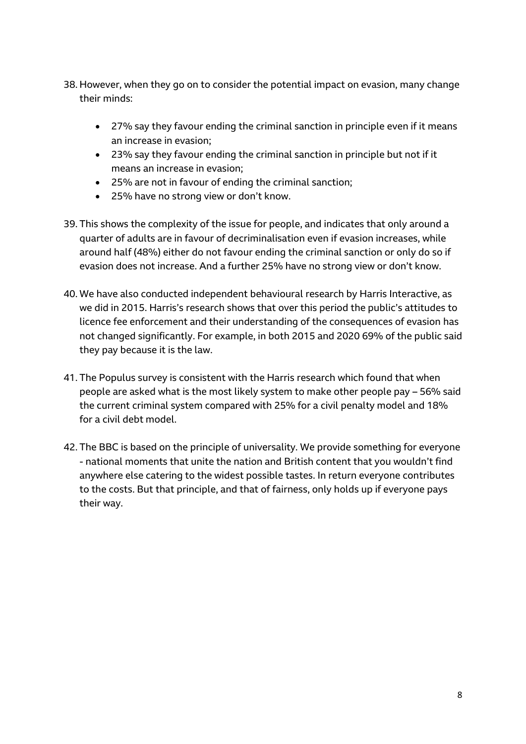38. However, when they go on to consider the potential impact on evasion, many change their minds:

    - 27% say they favour ending the criminal sanction in principle even if it means an increase in evasion;
    - 23% say they favour ending the criminal sanction in principle but not if it means an increase in evasion;
    - 25% are not in favour of ending the criminal sanction;
    - 25% have no strong view or don't know.

39. This shows the complexity of the issue for people, and indicates that only around a quarter of adults are in favour of decriminalisation even if evasion increases, while around half (48%) either do not favour ending the criminal sanction or only do so if evasion does not increase. And a further 25% have no strong view or don't know.

40. We have also conducted independent behavioural research by Harris Interactive, as we did in 2015. Harris's research shows that over this period the public's attitudes to licence fee enforcement and their understanding of the consequences of evasion has not changed significantly. For example, in both 2015 and 2020 69% of the public said they pay because it is the law.

41. The Populus survey is consistent with the Harris research which found that when people are asked what is the most likely system to make other people pay – 56% said the current criminal system compared with 25% for a civil penalty model and 18% for a civil debt model.

42. The BBC is based on the principle of universality. We provide something for everyone - national moments that unite the nation and British content that you wouldn't find anywhere else catering to the widest possible tastes. In return everyone contributes to the costs. But that principle, and that of fairness, only holds up if everyone pays their way.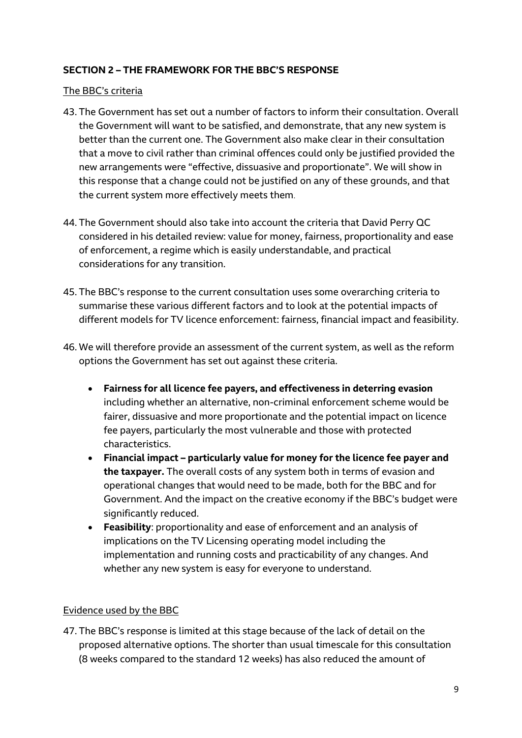## SECTION 2 – THE FRAMEWORK FOR THE BBC'S RESPONSE

### The BBC's criteria

43. The Government has set out a number of factors to inform their consultation. Overall the Government will want to be satisfied, and demonstrate, that any new system is better than the current one. The Government also make clear in their consultation that a move to civil rather than criminal offences could only be justified provided the new arrangements were "effective, dissuasive and proportionate". We will show in this response that a change could not be justified on any of these grounds, and that the current system more effectively meets them.

44. The Government should also take into account the criteria that David Perry QC considered in his detailed review: value for money, fairness, proportionality and ease of enforcement, a regime which is easily understandable, and practical considerations for any transition.

45. The BBC's response to the current consultation uses some overarching criteria to summarise these various different factors and to look at the potential impacts of different models for TV licence enforcement: fairness, financial impact and feasibility.

46. We will therefore provide an assessment of the current system, as well as the reform options the Government has set out against these criteria.

    - **Fairness for all licence fee payers, and effectiveness in deterring evasion** including whether an alternative, non-criminal enforcement scheme would be fairer, dissuasive and more proportionate and the potential impact on licence fee payers, particularly the most vulnerable and those with protected characteristics.
    - **Financial impact – particularly value for money for the licence fee payer and the taxpayer.** The overall costs of any system both in terms of evasion and operational changes that would need to be made, both for the BBC and for Government. And the impact on the creative economy if the BBC's budget were significantly reduced.
    - **Feasibility**: proportionality and ease of enforcement and an analysis of implications on the TV Licensing operating model including the implementation and running costs and practicability of any changes. And whether any new system is easy for everyone to understand.

### Evidence used by the BBC

47. The BBC's response is limited at this stage because of the lack of detail on the proposed alternative options. The shorter than usual timescale for this consultation (8 weeks compared to the standard 12 weeks) has also reduced the amount of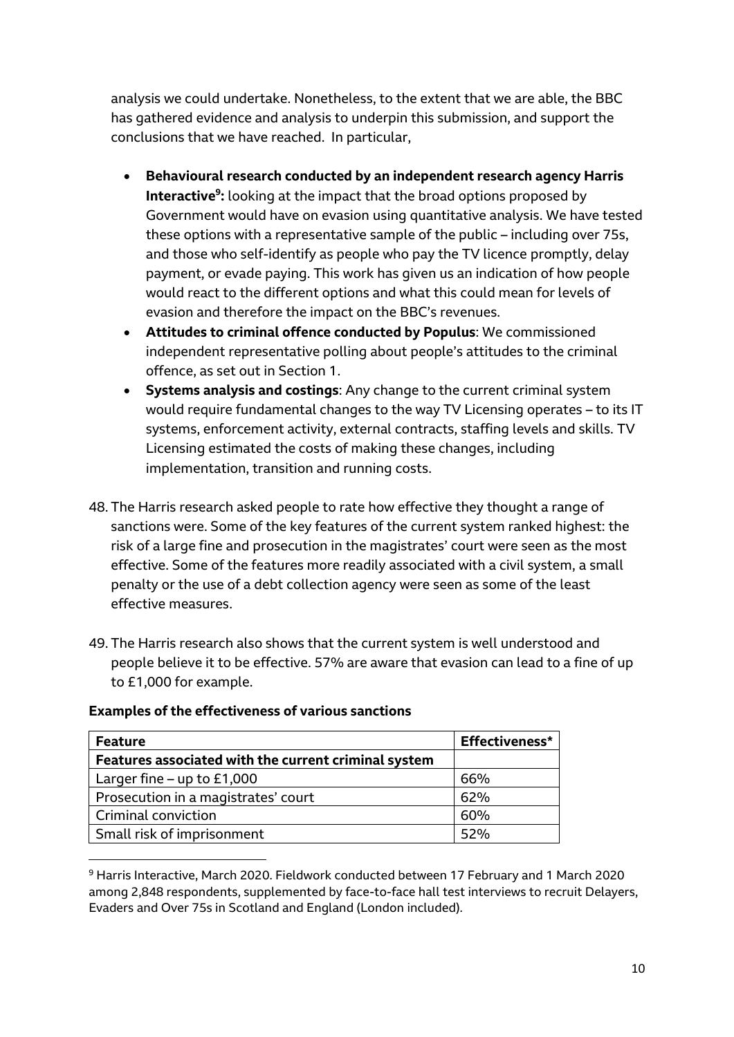analysis we could undertake. Nonetheless, to the extent that we are able, the BBC has gathered evidence and analysis to underpin this submission, and support the conclusions that we have reached. In particular,

- **Behavioural research conducted by an independent research agency Harris Interactive[9]:** looking at the impact that the broad options proposed by Government would have on evasion using quantitative analysis. We have tested these options with a representative sample of the public – including over 75s, and those who self-identify as people who pay the TV licence promptly, delay payment, or evade paying. This work has given us an indication of how people would react to the different options and what this could mean for levels of evasion and therefore the impact on the BBC's revenues.
- **Attitudes to criminal offence conducted by Populus**: We commissioned independent representative polling about people's attitudes to the criminal offence, as set out in Section 1.
- **Systems analysis and costings**: Any change to the current criminal system would require fundamental changes to the way TV Licensing operates – to its IT systems, enforcement activity, external contracts, staffing levels and skills. TV Licensing estimated the costs of making these changes, including implementation, transition and running costs.

48. The Harris research asked people to rate how effective they thought a range of sanctions were. Some of the key features of the current system ranked highest: the risk of a large fine and prosecution in the magistrates' court were seen as the most effective. Some of the features more readily associated with a civil system, a small penalty or the use of a debt collection agency were seen as some of the least effective measures.

49. The Harris research also shows that the current system is well understood and people believe it to be effective. 57% are aware that evasion can lead to a fine of up to £1,000 for example.

**Examples of the effectiveness of various sanctions**

| Feature | Effectiveness* |
|---|---|
| **Features associated with the current criminal system** | |
| Larger fine – up to £1,000 | 66% |
| Prosecution in a magistrates' court | 62% |
| Criminal conviction | 60% |
| Small risk of imprisonment | 52% |

[9] Harris Interactive, March 2020. Fieldwork conducted between 17 February and 1 March 2020 among 2,848 respondents, supplemented by face-to-face hall test interviews to recruit Delayers, Evaders and Over 75s in Scotland and England (London included).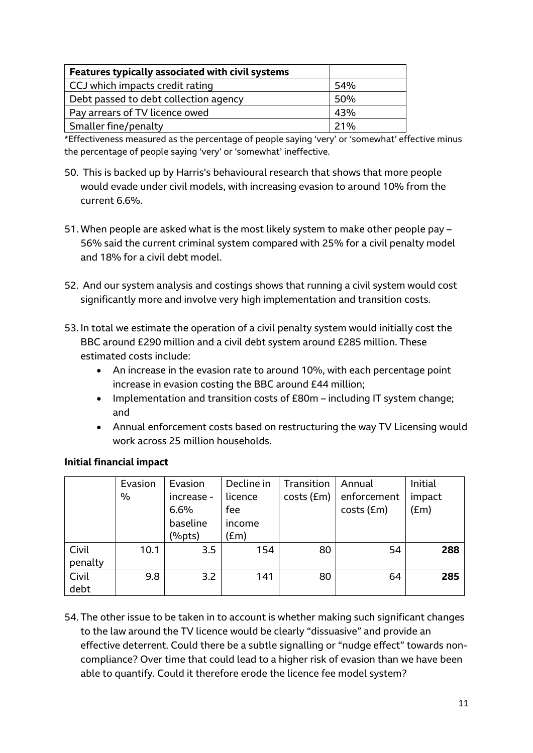| Features typically associated with civil systems | |
|---|---|
| CCJ which impacts credit rating | 54% |
| Debt passed to debt collection agency | 50% |
| Pay arrears of TV licence owed | 43% |
| Smaller fine/penalty | 21% |

*Effectiveness measured as the percentage of people saying 'very' or 'somewhat' effective minus the percentage of people saying 'very' or 'somewhat' ineffective.

50. This is backed up by Harris's behavioural research that shows that more people would evade under civil models, with increasing evasion to around 10% from the current 6.6%.

51. When people are asked what is the most likely system to make other people pay – 56% said the current criminal system compared with 25% for a civil penalty model and 18% for a civil debt model.

52. And our system analysis and costings shows that running a civil system would cost significantly more and involve very high implementation and transition costs.

53. In total we estimate the operation of a civil penalty system would initially cost the BBC around £290 million and a civil debt system around £285 million. These estimated costs include:
    - An increase in the evasion rate to around 10%, with each percentage point increase in evasion costing the BBC around £44 million;
    - Implementation and transition costs of £80m – including IT system change; and
    - Annual enforcement costs based on restructuring the way TV Licensing would work across 25 million households.

**Initial financial impact**

| | Evasion % | Evasion increase - 6.6% baseline (%pts) | Decline in licence fee income (£m) | Transition costs (£m) | Annual enforcement costs (£m) | Initial impact (£m) |
|---|---|---|---|---|---|---|
| Civil penalty | 10.1 | 3.5 | 154 | 80 | 54 | **288** |
| Civil debt | 9.8 | 3.2 | 141 | 80 | 64 | **285** |

54. The other issue to be taken in to account is whether making such significant changes to the law around the TV licence would be clearly "dissuasive" and provide an effective deterrent. Could there be a subtle signalling or "nudge effect" towards non-compliance? Over time that could lead to a higher risk of evasion than we have been able to quantify. Could it therefore erode the licence fee model system?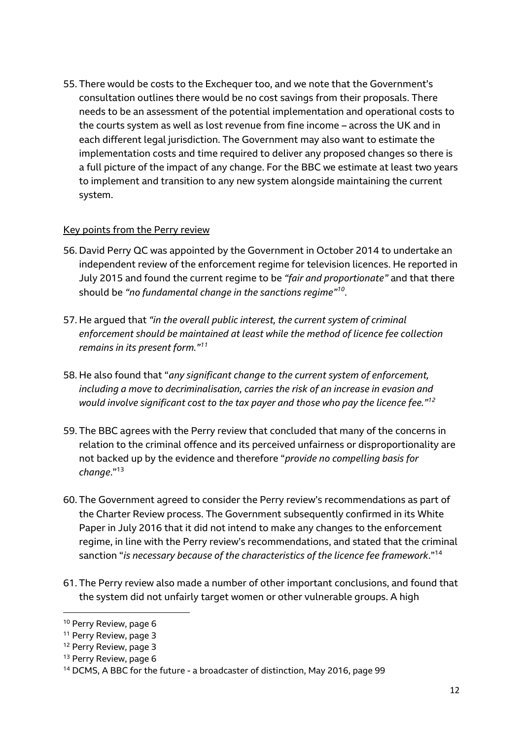55. There would be costs to the Exchequer too, and we note that the Government's consultation outlines there would be no cost savings from their proposals. There needs to be an assessment of the potential implementation and operational costs to the courts system as well as lost revenue from fine income – across the UK and in each different legal jurisdiction. The Government may also want to estimate the implementation costs and time required to deliver any proposed changes so there is a full picture of the impact of any change. For the BBC we estimate at least two years to implement and transition to any new system alongside maintaining the current system.

<u>Key points from the Perry review</u>

56. David Perry QC was appointed by the Government in October 2014 to undertake an independent review of the enforcement regime for television licences. He reported in July 2015 and found the current regime to be *"fair and proportionate"* and that there should be *"no fundamental change in the sanctions regime"*[10].

57. He argued that *"in the overall public interest, the current system of criminal enforcement should be maintained at least while the method of licence fee collection remains in its present form."*[11]

58. He also found that "*any significant change to the current system of enforcement, including a move to decriminalisation, carries the risk of an increase in evasion and would involve significant cost to the tax payer and those who pay the licence fee."*[12]

59. The BBC agrees with the Perry review that concluded that many of the concerns in relation to the criminal offence and its perceived unfairness or disproportionality are not backed up by the evidence and therefore "*provide no compelling basis for change*."[13]

60. The Government agreed to consider the Perry review's recommendations as part of the Charter Review process. The Government subsequently confirmed in its White Paper in July 2016 that it did not intend to make any changes to the enforcement regime, in line with the Perry review's recommendations, and stated that the criminal sanction "*is necessary because of the characteristics of the licence fee framework*."[14]

61. The Perry review also made a number of other important conclusions, and found that the system did not unfairly target women or other vulnerable groups. A high

---

[10] Perry Review, page 6

[11] Perry Review, page 3

[12] Perry Review, page 3

[13] Perry Review, page 6

[14] DCMS, A BBC for the future - a broadcaster of distinction, May 2016, page 99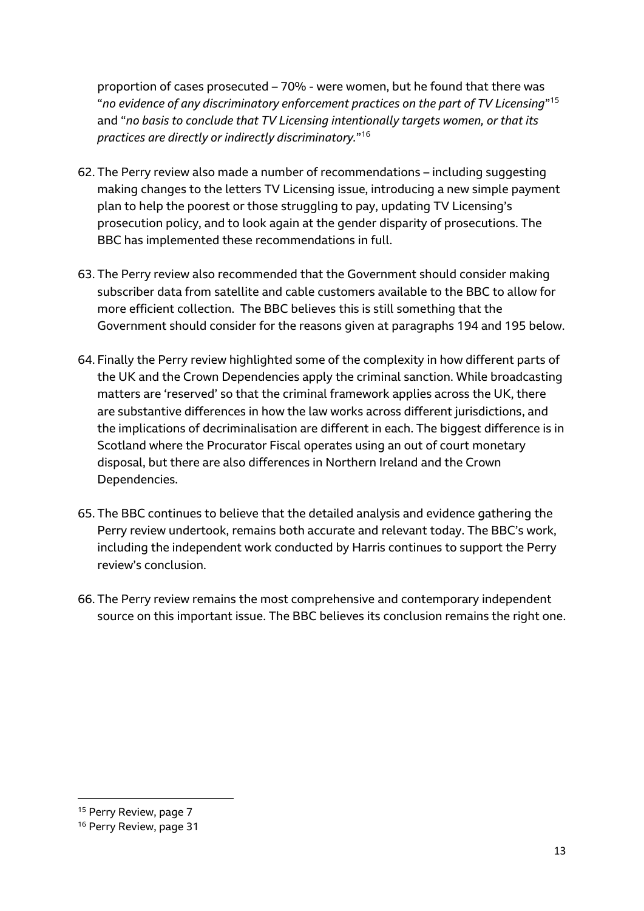proportion of cases prosecuted – 70% - were women, but he found that there was "*no evidence of any discriminatory enforcement practices on the part of TV Licensing*"[15] and "*no basis to conclude that TV Licensing intentionally targets women, or that its practices are directly or indirectly discriminatory.*"[16]

62. The Perry review also made a number of recommendations – including suggesting making changes to the letters TV Licensing issue, introducing a new simple payment plan to help the poorest or those struggling to pay, updating TV Licensing's prosecution policy, and to look again at the gender disparity of prosecutions. The BBC has implemented these recommendations in full.

63. The Perry review also recommended that the Government should consider making subscriber data from satellite and cable customers available to the BBC to allow for more efficient collection. The BBC believes this is still something that the Government should consider for the reasons given at paragraphs 194 and 195 below.

64. Finally the Perry review highlighted some of the complexity in how different parts of the UK and the Crown Dependencies apply the criminal sanction. While broadcasting matters are 'reserved' so that the criminal framework applies across the UK, there are substantive differences in how the law works across different jurisdictions, and the implications of decriminalisation are different in each. The biggest difference is in Scotland where the Procurator Fiscal operates using an out of court monetary disposal, but there are also differences in Northern Ireland and the Crown Dependencies.

65. The BBC continues to believe that the detailed analysis and evidence gathering the Perry review undertook, remains both accurate and relevant today. The BBC's work, including the independent work conducted by Harris continues to support the Perry review's conclusion.

66. The Perry review remains the most comprehensive and contemporary independent source on this important issue. The BBC believes its conclusion remains the right one.

---

[15] Perry Review, page 7

[16] Perry Review, page 31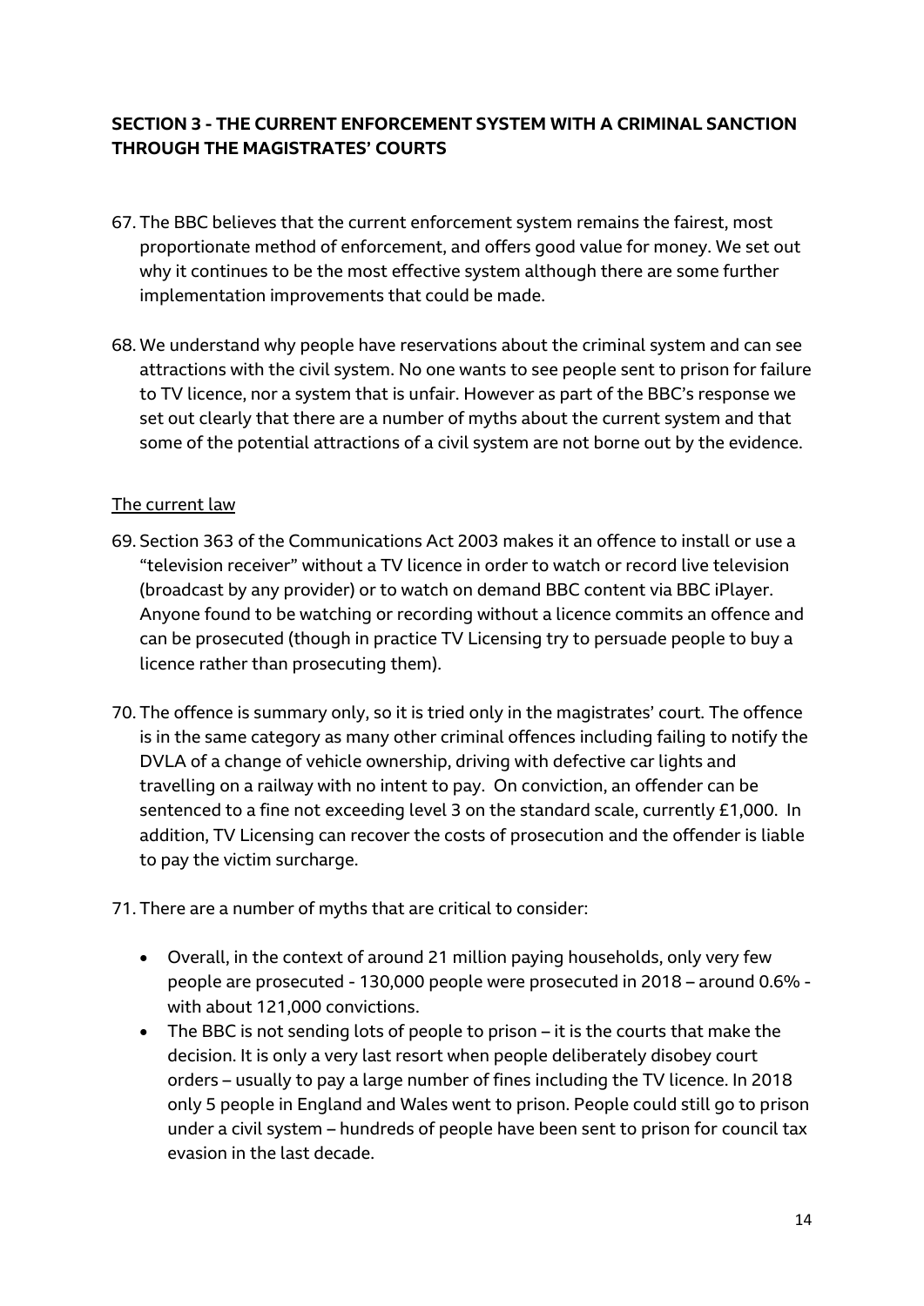## SECTION 3 - THE CURRENT ENFORCEMENT SYSTEM WITH A CRIMINAL SANCTION THROUGH THE MAGISTRATES' COURTS

67. The BBC believes that the current enforcement system remains the fairest, most proportionate method of enforcement, and offers good value for money. We set out why it continues to be the most effective system although there are some further implementation improvements that could be made.

68. We understand why people have reservations about the criminal system and can see attractions with the civil system. No one wants to see people sent to prison for failure to TV licence, nor a system that is unfair. However as part of the BBC's response we set out clearly that there are a number of myths about the current system and that some of the potential attractions of a civil system are not borne out by the evidence.

<u>The current law</u>

69. Section 363 of the Communications Act 2003 makes it an offence to install or use a "television receiver" without a TV licence in order to watch or record live television (broadcast by any provider) or to watch on demand BBC content via BBC iPlayer. Anyone found to be watching or recording without a licence commits an offence and can be prosecuted (though in practice TV Licensing try to persuade people to buy a licence rather than prosecuting them).

70. The offence is summary only, so it is tried only in the magistrates' court. The offence is in the same category as many other criminal offences including failing to notify the DVLA of a change of vehicle ownership, driving with defective car lights and travelling on a railway with no intent to pay. On conviction, an offender can be sentenced to a fine not exceeding level 3 on the standard scale, currently £1,000. In addition, TV Licensing can recover the costs of prosecution and the offender is liable to pay the victim surcharge.

71. There are a number of myths that are critical to consider:

    - Overall, in the context of around 21 million paying households, only very few people are prosecuted - 130,000 people were prosecuted in 2018 – around 0.6% - with about 121,000 convictions.
    - The BBC is not sending lots of people to prison – it is the courts that make the decision. It is only a very last resort when people deliberately disobey court orders – usually to pay a large number of fines including the TV licence. In 2018 only 5 people in England and Wales went to prison. People could still go to prison under a civil system – hundreds of people have been sent to prison for council tax evasion in the last decade.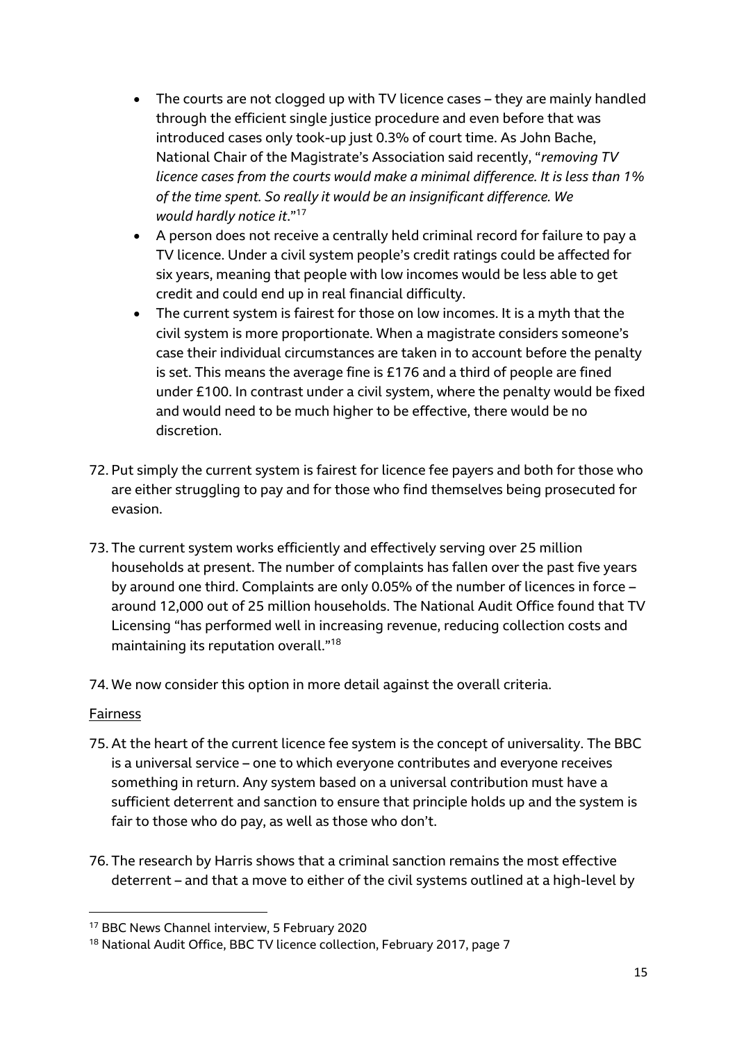- The courts are not clogged up with TV licence cases – they are mainly handled through the efficient single justice procedure and even before that was introduced cases only took-up just 0.3% of court time. As John Bache, National Chair of the Magistrate's Association said recently, "*removing TV licence cases from the courts would make a minimal difference. It is less than 1% of the time spent. So really it would be an insignificant difference. We would hardly notice it*."[17]
- A person does not receive a centrally held criminal record for failure to pay a TV licence. Under a civil system people's credit ratings could be affected for six years, meaning that people with low incomes would be less able to get credit and could end up in real financial difficulty.
- The current system is fairest for those on low incomes. It is a myth that the civil system is more proportionate. When a magistrate considers someone's case their individual circumstances are taken in to account before the penalty is set. This means the average fine is £176 and a third of people are fined under £100. In contrast under a civil system, where the penalty would be fixed and would need to be much higher to be effective, there would be no discretion.

72. Put simply the current system is fairest for licence fee payers and both for those who are either struggling to pay and for those who find themselves being prosecuted for evasion.

73. The current system works efficiently and effectively serving over 25 million households at present. The number of complaints has fallen over the past five years by around one third. Complaints are only 0.05% of the number of licences in force – around 12,000 out of 25 million households. The National Audit Office found that TV Licensing "has performed well in increasing revenue, reducing collection costs and maintaining its reputation overall."[18]

74. We now consider this option in more detail against the overall criteria.

<u>Fairness</u>

75. At the heart of the current licence fee system is the concept of universality. The BBC is a universal service – one to which everyone contributes and everyone receives something in return. Any system based on a universal contribution must have a sufficient deterrent and sanction to ensure that principle holds up and the system is fair to those who do pay, as well as those who don't.

76. The research by Harris shows that a criminal sanction remains the most effective deterrent – and that a move to either of the civil systems outlined at a high-level by

---

[17] BBC News Channel interview, 5 February 2020

[18] National Audit Office, BBC TV licence collection, February 2017, page 7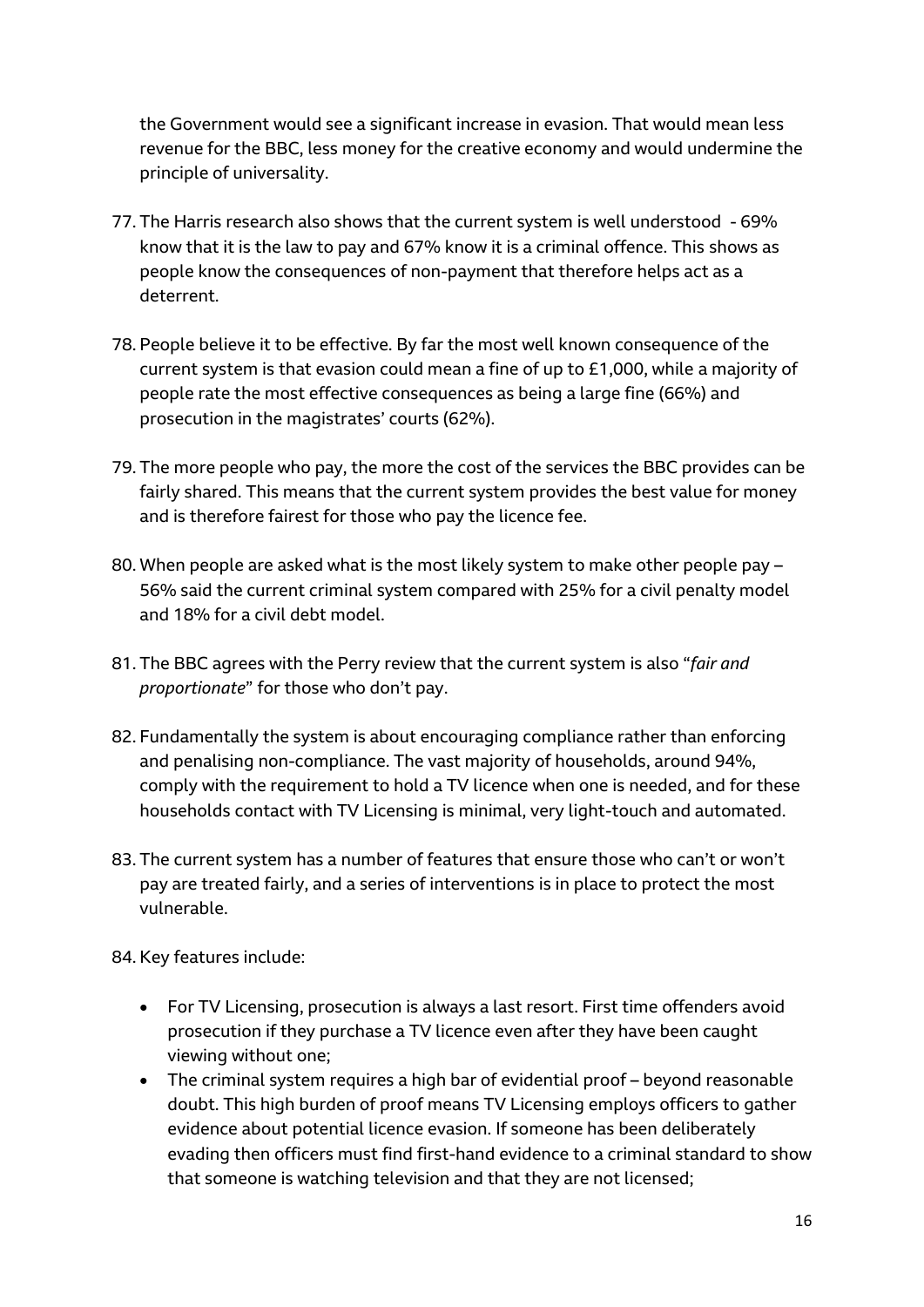the Government would see a significant increase in evasion. That would mean less revenue for the BBC, less money for the creative economy and would undermine the principle of universality.

77. The Harris research also shows that the current system is well understood - 69% know that it is the law to pay and 67% know it is a criminal offence. This shows as people know the consequences of non-payment that therefore helps act as a deterrent.

78. People believe it to be effective. By far the most well known consequence of the current system is that evasion could mean a fine of up to £1,000, while a majority of people rate the most effective consequences as being a large fine (66%) and prosecution in the magistrates' courts (62%).

79. The more people who pay, the more the cost of the services the BBC provides can be fairly shared. This means that the current system provides the best value for money and is therefore fairest for those who pay the licence fee.

80. When people are asked what is the most likely system to make other people pay – 56% said the current criminal system compared with 25% for a civil penalty model and 18% for a civil debt model.

81. The BBC agrees with the Perry review that the current system is also "*fair and proportionate*" for those who don't pay.

82. Fundamentally the system is about encouraging compliance rather than enforcing and penalising non-compliance. The vast majority of households, around 94%, comply with the requirement to hold a TV licence when one is needed, and for these households contact with TV Licensing is minimal, very light-touch and automated.

83. The current system has a number of features that ensure those who can't or won't pay are treated fairly, and a series of interventions is in place to protect the most vulnerable.

84. Key features include:

- For TV Licensing, prosecution is always a last resort. First time offenders avoid prosecution if they purchase a TV licence even after they have been caught viewing without one;
- The criminal system requires a high bar of evidential proof – beyond reasonable doubt. This high burden of proof means TV Licensing employs officers to gather evidence about potential licence evasion. If someone has been deliberately evading then officers must find first-hand evidence to a criminal standard to show that someone is watching television and that they are not licensed;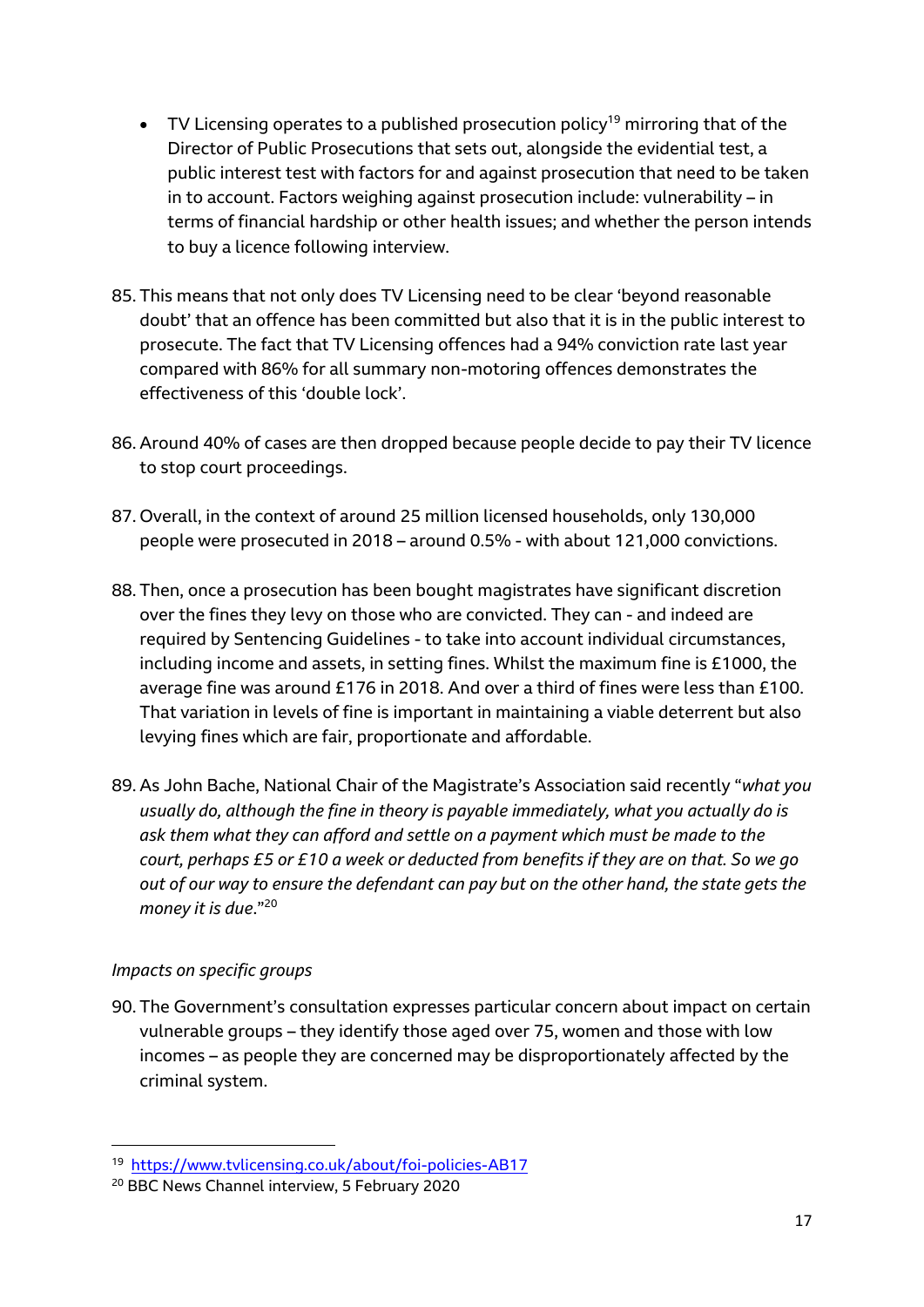- TV Licensing operates to a published prosecution policy[19] mirroring that of the Director of Public Prosecutions that sets out, alongside the evidential test, a public interest test with factors for and against prosecution that need to be taken in to account. Factors weighing against prosecution include: vulnerability – in terms of financial hardship or other health issues; and whether the person intends to buy a licence following interview.

85. This means that not only does TV Licensing need to be clear 'beyond reasonable doubt' that an offence has been committed but also that it is in the public interest to prosecute. The fact that TV Licensing offences had a 94% conviction rate last year compared with 86% for all summary non-motoring offences demonstrates the effectiveness of this 'double lock'.

86. Around 40% of cases are then dropped because people decide to pay their TV licence to stop court proceedings.

87. Overall, in the context of around 25 million licensed households, only 130,000 people were prosecuted in 2018 – around 0.5% - with about 121,000 convictions.

88. Then, once a prosecution has been bought magistrates have significant discretion over the fines they levy on those who are convicted. They can - and indeed are required by Sentencing Guidelines - to take into account individual circumstances, including income and assets, in setting fines. Whilst the maximum fine is £1000, the average fine was around £176 in 2018. And over a third of fines were less than £100. That variation in levels of fine is important in maintaining a viable deterrent but also levying fines which are fair, proportionate and affordable.

89. As John Bache, National Chair of the Magistrate's Association said recently "*what you usually do, although the fine in theory is payable immediately, what you actually do is ask them what they can afford and settle on a payment which must be made to the court, perhaps £5 or £10 a week or deducted from benefits if they are on that. So we go out of our way to ensure the defendant can pay but on the other hand, the state gets the money it is due.*"[20]

*Impacts on specific groups*

90. The Government's consultation expresses particular concern about impact on certain vulnerable groups – they identify those aged over 75, women and those with low incomes – as people they are concerned may be disproportionately affected by the criminal system.

---

[19] https://www.tvlicensing.co.uk/about/foi-policies-AB17

[20] BBC News Channel interview, 5 February 2020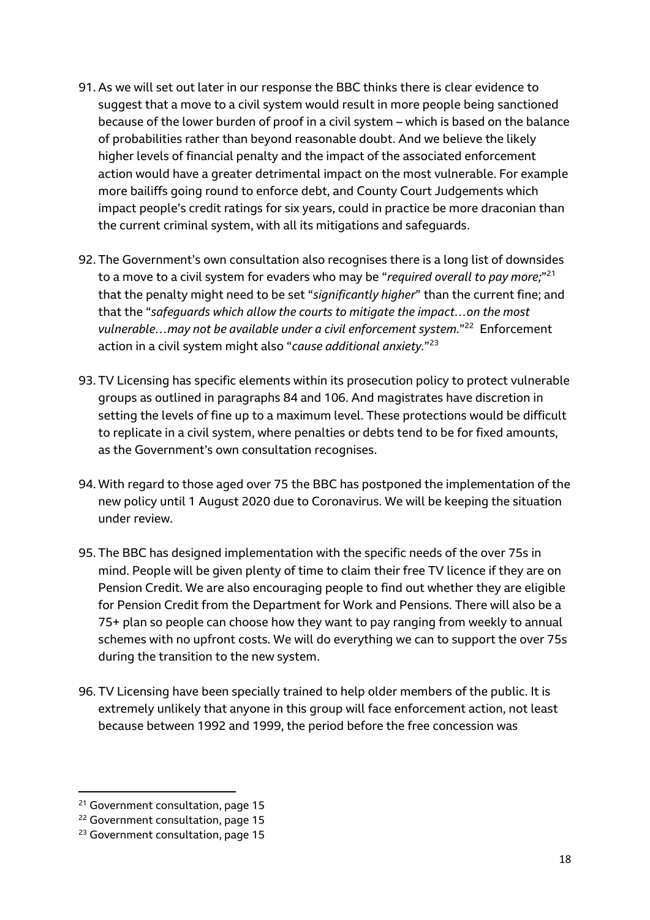91. As we will set out later in our response the BBC thinks there is clear evidence to suggest that a move to a civil system would result in more people being sanctioned because of the lower burden of proof in a civil system – which is based on the balance of probabilities rather than beyond reasonable doubt. And we believe the likely higher levels of financial penalty and the impact of the associated enforcement action would have a greater detrimental impact on the most vulnerable. For example more bailiffs going round to enforce debt, and County Court Judgements which impact people's credit ratings for six years, could in practice be more draconian than the current criminal system, with all its mitigations and safeguards.

92. The Government's own consultation also recognises there is a long list of downsides to a move to a civil system for evaders who may be "*required overall to pay more;*"[21] that the penalty might need to be set "*significantly higher*" than the current fine; and that the "*safeguards which allow the courts to mitigate the impact…on the most vulnerable…may not be available under a civil enforcement system.*"[22] Enforcement action in a civil system might also "*cause additional anxiety.*"[23]

93. TV Licensing has specific elements within its prosecution policy to protect vulnerable groups as outlined in paragraphs 84 and 106. And magistrates have discretion in setting the levels of fine up to a maximum level. These protections would be difficult to replicate in a civil system, where penalties or debts tend to be for fixed amounts, as the Government's own consultation recognises.

94. With regard to those aged over 75 the BBC has postponed the implementation of the new policy until 1 August 2020 due to Coronavirus. We will be keeping the situation under review.

95. The BBC has designed implementation with the specific needs of the over 75s in mind. People will be given plenty of time to claim their free TV licence if they are on Pension Credit. We are also encouraging people to find out whether they are eligible for Pension Credit from the Department for Work and Pensions. There will also be a 75+ plan so people can choose how they want to pay ranging from weekly to annual schemes with no upfront costs. We will do everything we can to support the over 75s during the transition to the new system.

96. TV Licensing have been specially trained to help older members of the public. It is extremely unlikely that anyone in this group will face enforcement action, not least because between 1992 and 1999, the period before the free concession was

[21] Government consultation, page 15

[22] Government consultation, page 15

[23] Government consultation, page 15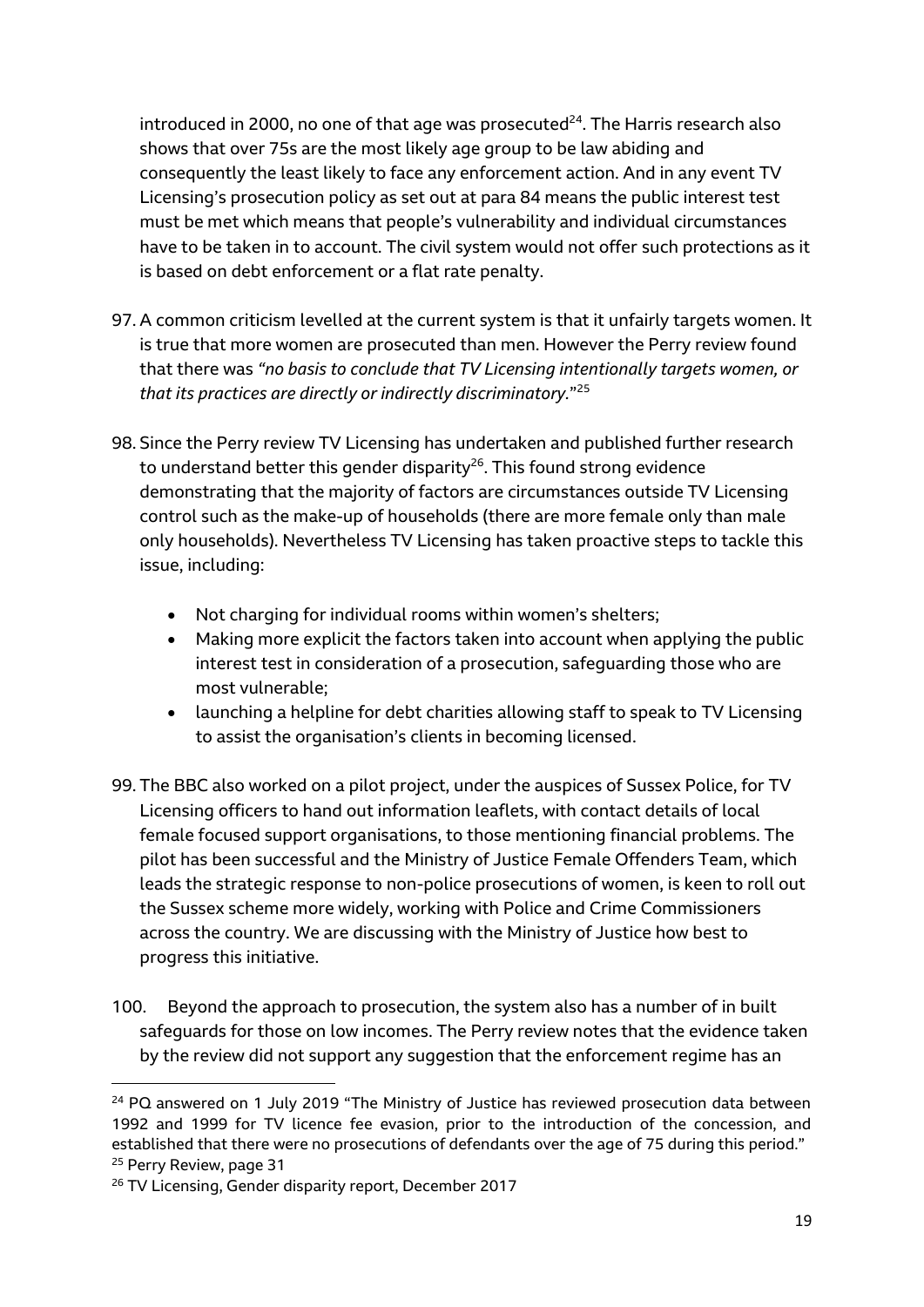introduced in 2000, no one of that age was prosecuted[24]. The Harris research also shows that over 75s are the most likely age group to be law abiding and consequently the least likely to face any enforcement action. And in any event TV Licensing's prosecution policy as set out at para 84 means the public interest test must be met which means that people's vulnerability and individual circumstances have to be taken in to account. The civil system would not offer such protections as it is based on debt enforcement or a flat rate penalty.

97. A common criticism levelled at the current system is that it unfairly targets women. It is true that more women are prosecuted than men. However the Perry review found that there was *"no basis to conclude that TV Licensing intentionally targets women, or that its practices are directly or indirectly discriminatory."*[25]

98. Since the Perry review TV Licensing has undertaken and published further research to understand better this gender disparity[26]. This found strong evidence demonstrating that the majority of factors are circumstances outside TV Licensing control such as the make-up of households (there are more female only than male only households). Nevertheless TV Licensing has taken proactive steps to tackle this issue, including:

    - Not charging for individual rooms within women's shelters;
    - Making more explicit the factors taken into account when applying the public interest test in consideration of a prosecution, safeguarding those who are most vulnerable;
    - launching a helpline for debt charities allowing staff to speak to TV Licensing to assist the organisation's clients in becoming licensed.

99. The BBC also worked on a pilot project, under the auspices of Sussex Police, for TV Licensing officers to hand out information leaflets, with contact details of local female focused support organisations, to those mentioning financial problems. The pilot has been successful and the Ministry of Justice Female Offenders Team, which leads the strategic response to non-police prosecutions of women, is keen to roll out the Sussex scheme more widely, working with Police and Crime Commissioners across the country. We are discussing with the Ministry of Justice how best to progress this initiative.

100. Beyond the approach to prosecution, the system also has a number of in built safeguards for those on low incomes. The Perry review notes that the evidence taken by the review did not support any suggestion that the enforcement regime has an

---

[24] PQ answered on 1 July 2019 "The Ministry of Justice has reviewed prosecution data between 1992 and 1999 for TV licence fee evasion, prior to the introduction of the concession, and established that there were no prosecutions of defendants over the age of 75 during this period."

[25] Perry Review, page 31

[26] TV Licensing, Gender disparity report, December 2017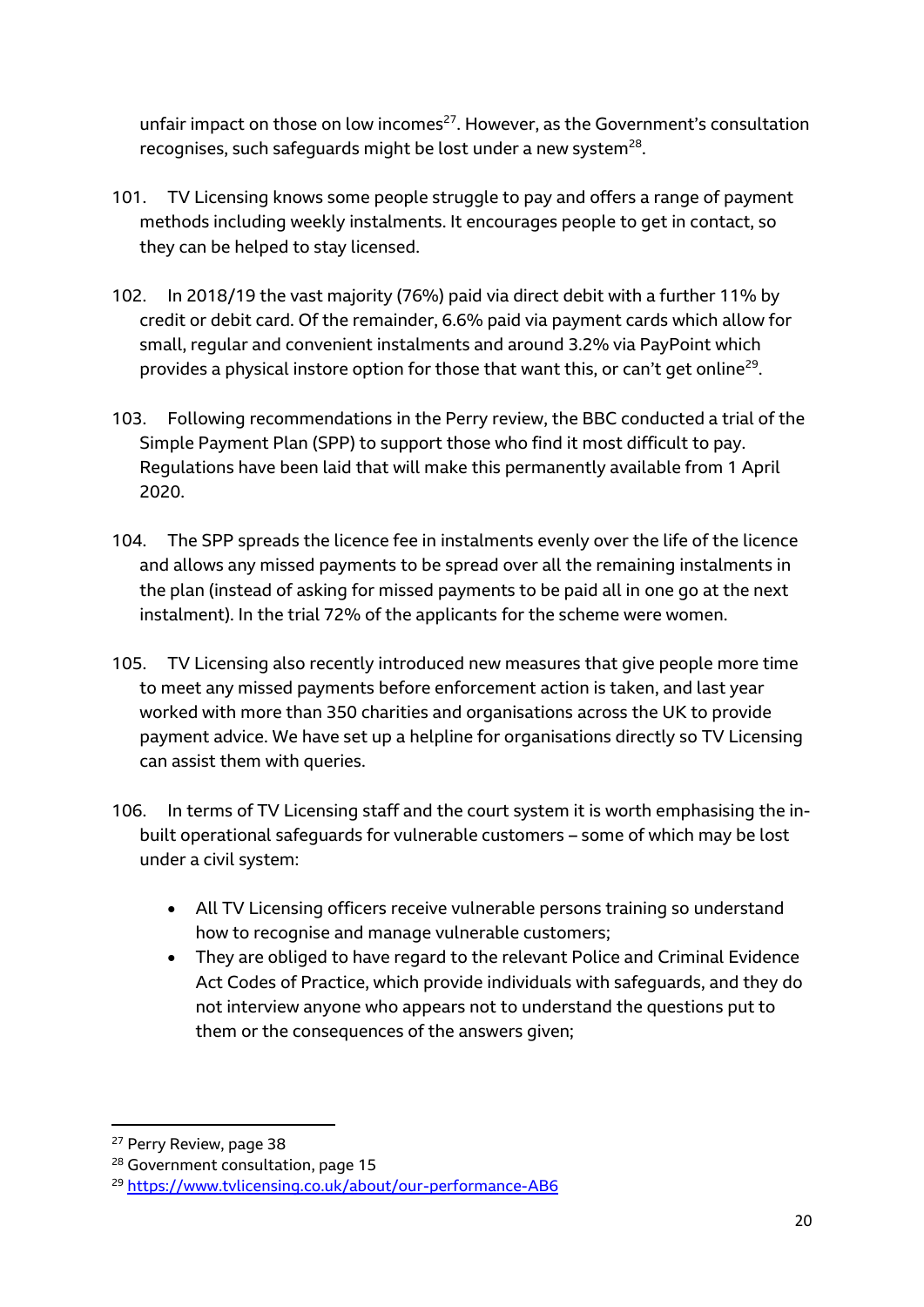unfair impact on those on low incomes[27]. However, as the Government's consultation recognises, such safeguards might be lost under a new system[28].

101. TV Licensing knows some people struggle to pay and offers a range of payment methods including weekly instalments. It encourages people to get in contact, so they can be helped to stay licensed.

102. In 2018/19 the vast majority (76%) paid via direct debit with a further 11% by credit or debit card. Of the remainder, 6.6% paid via payment cards which allow for small, regular and convenient instalments and around 3.2% via PayPoint which provides a physical instore option for those that want this, or can't get online[29].

103. Following recommendations in the Perry review, the BBC conducted a trial of the Simple Payment Plan (SPP) to support those who find it most difficult to pay. Regulations have been laid that will make this permanently available from 1 April 2020.

104. The SPP spreads the licence fee in instalments evenly over the life of the licence and allows any missed payments to be spread over all the remaining instalments in the plan (instead of asking for missed payments to be paid all in one go at the next instalment). In the trial 72% of the applicants for the scheme were women.

105. TV Licensing also recently introduced new measures that give people more time to meet any missed payments before enforcement action is taken, and last year worked with more than 350 charities and organisations across the UK to provide payment advice. We have set up a helpline for organisations directly so TV Licensing can assist them with queries.

106. In terms of TV Licensing staff and the court system it is worth emphasising the in-built operational safeguards for vulnerable customers – some of which may be lost under a civil system:

- All TV Licensing officers receive vulnerable persons training so understand how to recognise and manage vulnerable customers;
- They are obliged to have regard to the relevant Police and Criminal Evidence Act Codes of Practice, which provide individuals with safeguards, and they do not interview anyone who appears not to understand the questions put to them or the consequences of the answers given;

---

[27] Perry Review, page 38

[28] Government consultation, page 15

[29] https://www.tvlicensing.co.uk/about/our-performance-AB6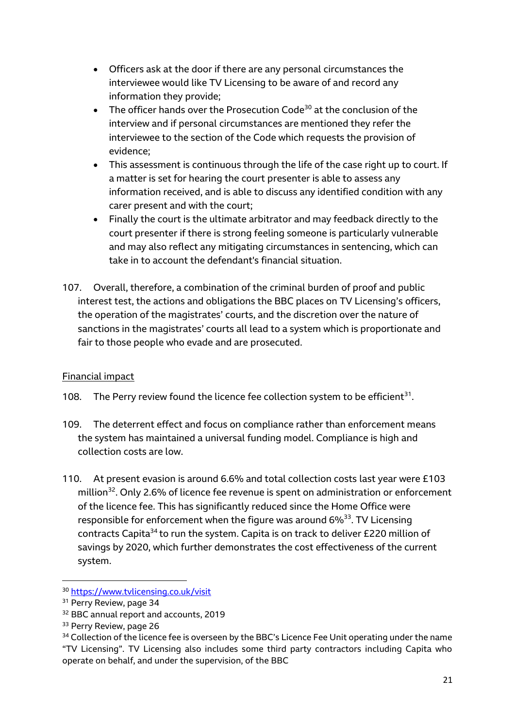- Officers ask at the door if there are any personal circumstances the interviewee would like TV Licensing to be aware of and record any information they provide;
- The officer hands over the Prosecution Code[30] at the conclusion of the interview and if personal circumstances are mentioned they refer the interviewee to the section of the Code which requests the provision of evidence;
- This assessment is continuous through the life of the case right up to court. If a matter is set for hearing the court presenter is able to assess any information received, and is able to discuss any identified condition with any carer present and with the court;
- Finally the court is the ultimate arbitrator and may feedback directly to the court presenter if there is strong feeling someone is particularly vulnerable and may also reflect any mitigating circumstances in sentencing, which can take in to account the defendant's financial situation.

107. Overall, therefore, a combination of the criminal burden of proof and public interest test, the actions and obligations the BBC places on TV Licensing's officers, the operation of the magistrates' courts, and the discretion over the nature of sanctions in the magistrates' courts all lead to a system which is proportionate and fair to those people who evade and are prosecuted.

<u>Financial impact</u>

108. The Perry review found the licence fee collection system to be efficient[31].

109. The deterrent effect and focus on compliance rather than enforcement means the system has maintained a universal funding model. Compliance is high and collection costs are low.

110. At present evasion is around 6.6% and total collection costs last year were £103 million[32]. Only 2.6% of licence fee revenue is spent on administration or enforcement of the licence fee. This has significantly reduced since the Home Office were responsible for enforcement when the figure was around 6%[33]. TV Licensing contracts Capita[34] to run the system. Capita is on track to deliver £220 million of savings by 2020, which further demonstrates the cost effectiveness of the current system.

---

[30] https://www.tvlicensing.co.uk/visit

[31] Perry Review, page 34

[32] BBC annual report and accounts, 2019

[33] Perry Review, page 26

[34] Collection of the licence fee is overseen by the BBC's Licence Fee Unit operating under the name "TV Licensing". TV Licensing also includes some third party contractors including Capita who operate on behalf, and under the supervision, of the BBC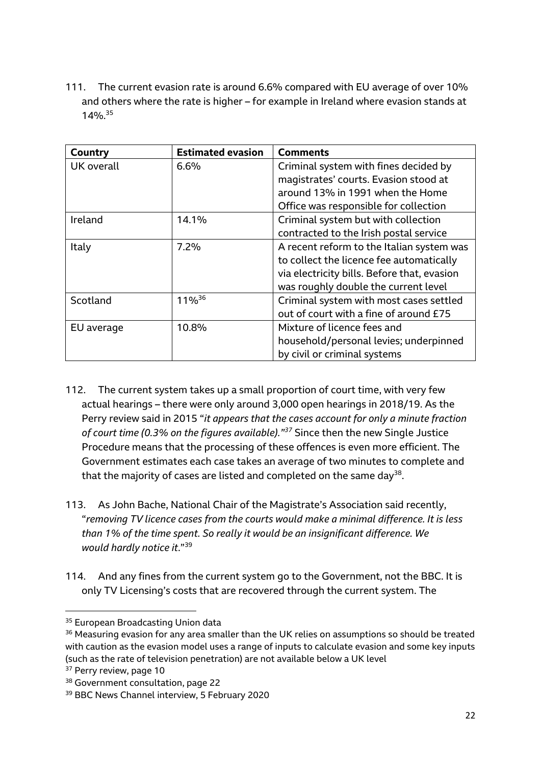111. The current evasion rate is around 6.6% compared with EU average of over 10% and others where the rate is higher – for example in Ireland where evasion stands at 14%.[35]

| Country | Estimated evasion | Comments |
|---|---|---|
| UK overall | 6.6% | Criminal system with fines decided by magistrates' courts. Evasion stood at around 13% in 1991 when the Home Office was responsible for collection |
| Ireland | 14.1% | Criminal system but with collection contracted to the Irish postal service |
| Italy | 7.2% | A recent reform to the Italian system was to collect the licence fee automatically via electricity bills. Before that, evasion was roughly double the current level |
| Scotland | 11%[36] | Criminal system with most cases settled out of court with a fine of around £75 |
| EU average | 10.8% | Mixture of licence fees and household/personal levies; underpinned by civil or criminal systems |

112. The current system takes up a small proportion of court time, with very few actual hearings – there were only around 3,000 open hearings in 2018/19. As the Perry review said in 2015 "*it appears that the cases account for only a minute fraction of court time (0.3% on the figures available).*"[37] Since then the new Single Justice Procedure means that the processing of these offences is even more efficient. The Government estimates each case takes an average of two minutes to complete and that the majority of cases are listed and completed on the same day[38].

113. As John Bache, National Chair of the Magistrate's Association said recently, "*removing TV licence cases from the courts would make a minimal difference. It is less than 1% of the time spent. So really it would be an insignificant difference. We would hardly notice it*."[39]

114. And any fines from the current system go to the Government, not the BBC. It is only TV Licensing's costs that are recovered through the current system. The

[35] European Broadcasting Union data

[36] Measuring evasion for any area smaller than the UK relies on assumptions so should be treated with caution as the evasion model uses a range of inputs to calculate evasion and some key inputs (such as the rate of television penetration) are not available below a UK level

[37] Perry review, page 10

[38] Government consultation, page 22

[39] BBC News Channel interview, 5 February 2020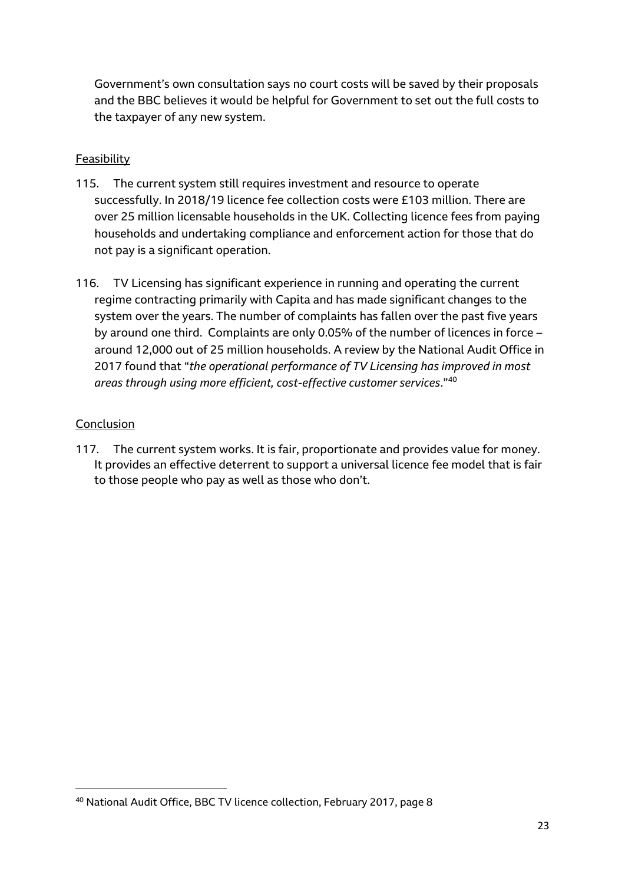Government's own consultation says no court costs will be saved by their proposals and the BBC believes it would be helpful for Government to set out the full costs to the taxpayer of any new system.

Feasibility

115. The current system still requires investment and resource to operate successfully. In 2018/19 licence fee collection costs were £103 million. There are over 25 million licensable households in the UK. Collecting licence fees from paying households and undertaking compliance and enforcement action for those that do not pay is a significant operation.

116. TV Licensing has significant experience in running and operating the current regime contracting primarily with Capita and has made significant changes to the system over the years. The number of complaints has fallen over the past five years by around one third. Complaints are only 0.05% of the number of licences in force – around 12,000 out of 25 million households. A review by the National Audit Office in 2017 found that "*the operational performance of TV Licensing has improved in most areas through using more efficient, cost-effective customer services*."[40]

Conclusion

117. The current system works. It is fair, proportionate and provides value for money. It provides an effective deterrent to support a universal licence fee model that is fair to those people who pay as well as those who don't.

[40] National Audit Office, BBC TV licence collection, February 2017, page 8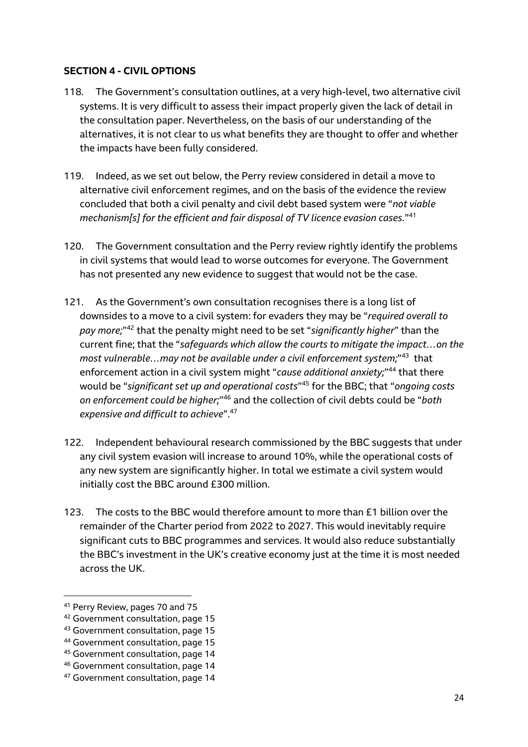**SECTION 4 - CIVIL OPTIONS**

118. The Government's consultation outlines, at a very high-level, two alternative civil systems. It is very difficult to assess their impact properly given the lack of detail in the consultation paper. Nevertheless, on the basis of our understanding of the alternatives, it is not clear to us what benefits they are thought to offer and whether the impacts have been fully considered.

119. Indeed, as we set out below, the Perry review considered in detail a move to alternative civil enforcement regimes, and on the basis of the evidence the review concluded that both a civil penalty and civil debt based system were "*not viable mechanism[s] for the efficient and fair disposal of TV licence evasion cases.*"[41]

120. The Government consultation and the Perry review rightly identify the problems in civil systems that would lead to worse outcomes for everyone. The Government has not presented any new evidence to suggest that would not be the case.

121. As the Government's own consultation recognises there is a long list of downsides to a move to a civil system: for evaders they may be "*required overall to pay more;*"[42] that the penalty might need to be set "*significantly higher*" than the current fine; that the "*safeguards which allow the courts to mitigate the impact…on the most vulnerable…may not be available under a civil enforcement system;*"[43] that enforcement action in a civil system might "*cause additional anxiety;*"[44] that there would be "*significant set up and operational costs*"[45] for the BBC; that "*ongoing costs on enforcement could be higher;*"[46] and the collection of civil debts could be "*both expensive and difficult to achieve*".[47]

122. Independent behavioural research commissioned by the BBC suggests that under any civil system evasion will increase to around 10%, while the operational costs of any new system are significantly higher. In total we estimate a civil system would initially cost the BBC around £300 million.

123. The costs to the BBC would therefore amount to more than £1 billion over the remainder of the Charter period from 2022 to 2027. This would inevitably require significant cuts to BBC programmes and services. It would also reduce substantially the BBC's investment in the UK's creative economy just at the time it is most needed across the UK.

---

[41] Perry Review, pages 70 and 75

[42] Government consultation, page 15

[43] Government consultation, page 15

[44] Government consultation, page 15

[45] Government consultation, page 14

[46] Government consultation, page 14

[47] Government consultation, page 14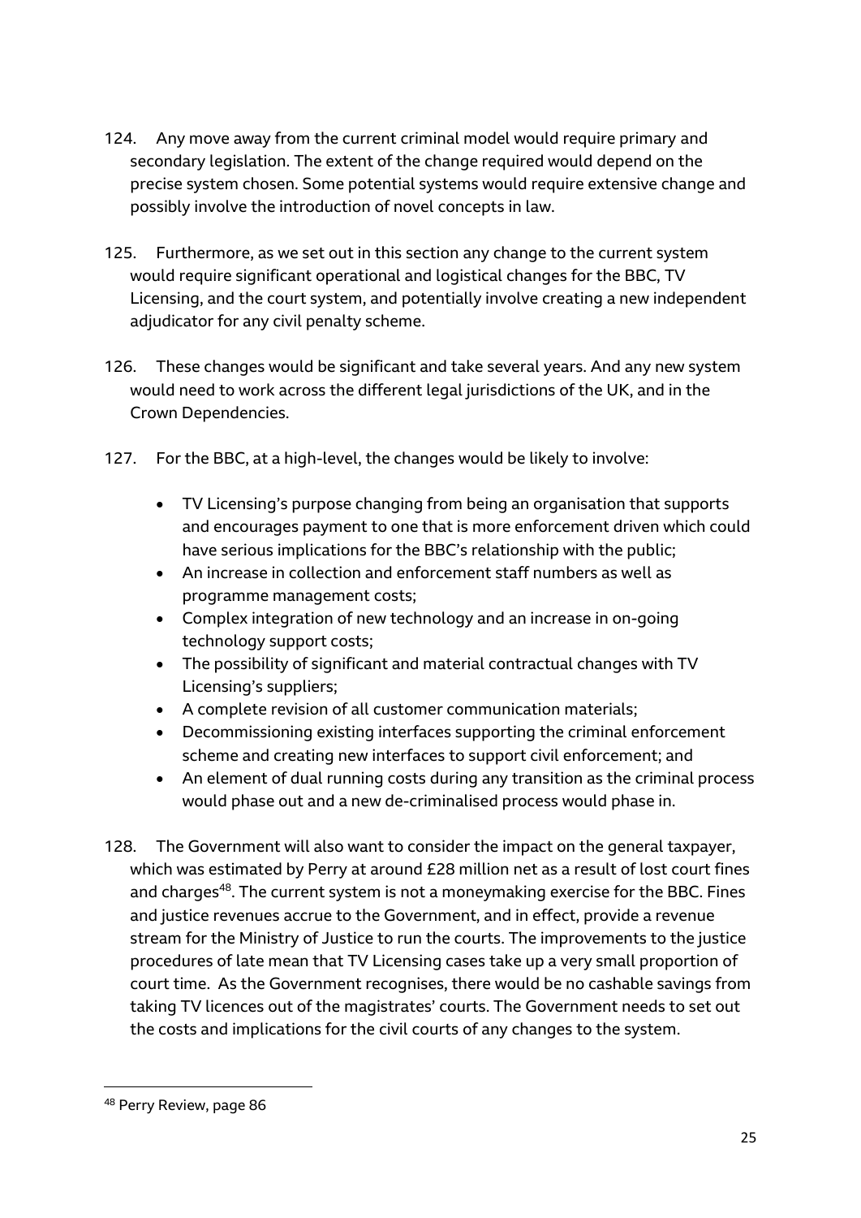124. Any move away from the current criminal model would require primary and secondary legislation. The extent of the change required would depend on the precise system chosen. Some potential systems would require extensive change and possibly involve the introduction of novel concepts in law.

125. Furthermore, as we set out in this section any change to the current system would require significant operational and logistical changes for the BBC, TV Licensing, and the court system, and potentially involve creating a new independent adjudicator for any civil penalty scheme.

126. These changes would be significant and take several years. And any new system would need to work across the different legal jurisdictions of the UK, and in the Crown Dependencies.

127. For the BBC, at a high-level, the changes would be likely to involve:

- TV Licensing's purpose changing from being an organisation that supports and encourages payment to one that is more enforcement driven which could have serious implications for the BBC's relationship with the public;
- An increase in collection and enforcement staff numbers as well as programme management costs;
- Complex integration of new technology and an increase in on-going technology support costs;
- The possibility of significant and material contractual changes with TV Licensing's suppliers;
- A complete revision of all customer communication materials;
- Decommissioning existing interfaces supporting the criminal enforcement scheme and creating new interfaces to support civil enforcement; and
- An element of dual running costs during any transition as the criminal process would phase out and a new de-criminalised process would phase in.

128. The Government will also want to consider the impact on the general taxpayer, which was estimated by Perry at around £28 million net as a result of lost court fines and charges[48]. The current system is not a moneymaking exercise for the BBC. Fines and justice revenues accrue to the Government, and in effect, provide a revenue stream for the Ministry of Justice to run the courts. The improvements to the justice procedures of late mean that TV Licensing cases take up a very small proportion of court time. As the Government recognises, there would be no cashable savings from taking TV licences out of the magistrates' courts. The Government needs to set out the costs and implications for the civil courts of any changes to the system.

---

[48] Perry Review, page 86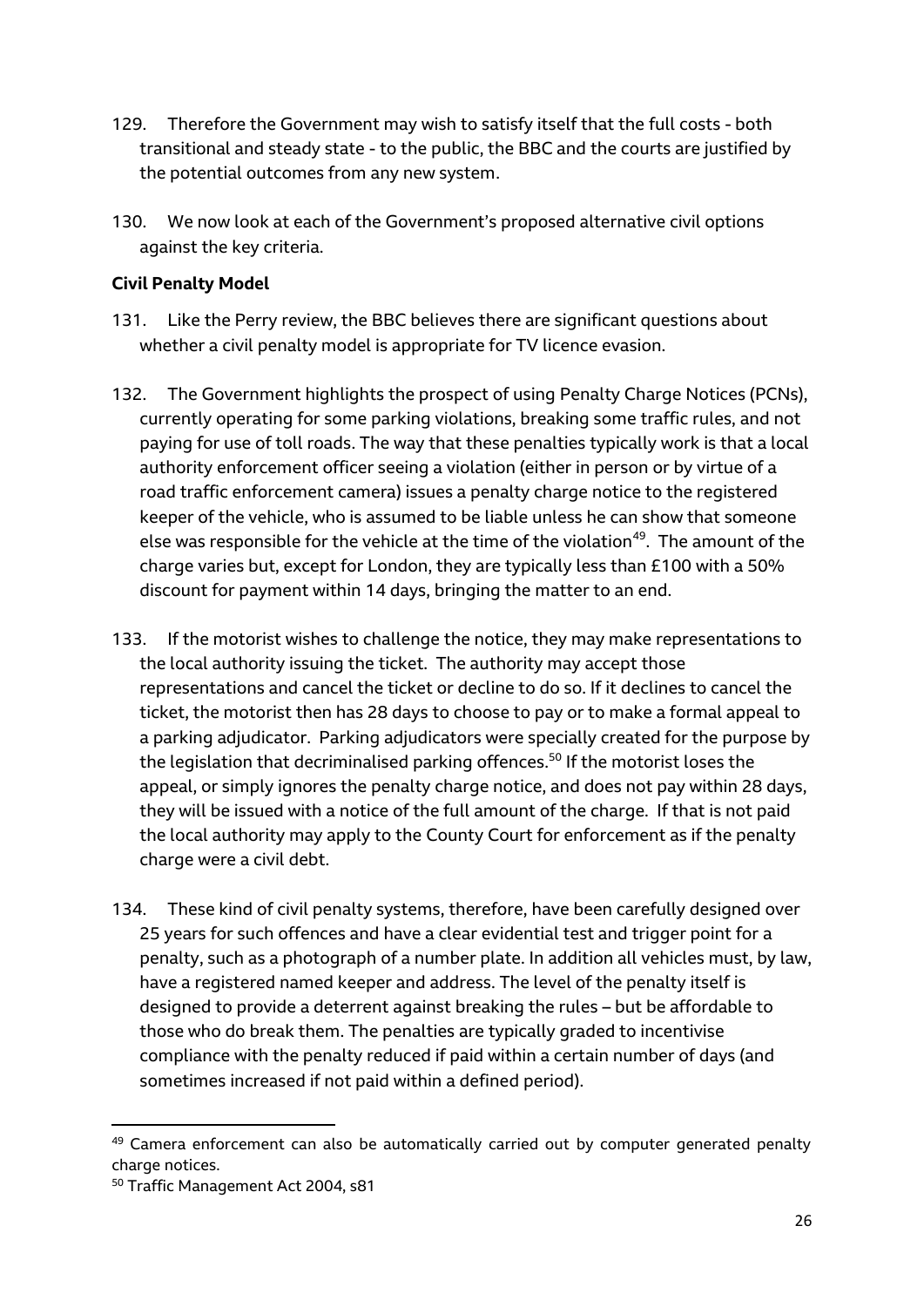129. Therefore the Government may wish to satisfy itself that the full costs - both transitional and steady state - to the public, the BBC and the courts are justified by the potential outcomes from any new system.

130. We now look at each of the Government's proposed alternative civil options against the key criteria.

**Civil Penalty Model**

131. Like the Perry review, the BBC believes there are significant questions about whether a civil penalty model is appropriate for TV licence evasion.

132. The Government highlights the prospect of using Penalty Charge Notices (PCNs), currently operating for some parking violations, breaking some traffic rules, and not paying for use of toll roads. The way that these penalties typically work is that a local authority enforcement officer seeing a violation (either in person or by virtue of a road traffic enforcement camera) issues a penalty charge notice to the registered keeper of the vehicle, who is assumed to be liable unless he can show that someone else was responsible for the vehicle at the time of the violation[49]. The amount of the charge varies but, except for London, they are typically less than £100 with a 50% discount for payment within 14 days, bringing the matter to an end.

133. If the motorist wishes to challenge the notice, they may make representations to the local authority issuing the ticket. The authority may accept those representations and cancel the ticket or decline to do so. If it declines to cancel the ticket, the motorist then has 28 days to choose to pay or to make a formal appeal to a parking adjudicator. Parking adjudicators were specially created for the purpose by the legislation that decriminalised parking offences.[50] If the motorist loses the appeal, or simply ignores the penalty charge notice, and does not pay within 28 days, they will be issued with a notice of the full amount of the charge. If that is not paid the local authority may apply to the County Court for enforcement as if the penalty charge were a civil debt.

134. These kind of civil penalty systems, therefore, have been carefully designed over 25 years for such offences and have a clear evidential test and trigger point for a penalty, such as a photograph of a number plate. In addition all vehicles must, by law, have a registered named keeper and address. The level of the penalty itself is designed to provide a deterrent against breaking the rules – but be affordable to those who do break them. The penalties are typically graded to incentivise compliance with the penalty reduced if paid within a certain number of days (and sometimes increased if not paid within a defined period).

---

[49] Camera enforcement can also be automatically carried out by computer generated penalty charge notices.

[50] Traffic Management Act 2004, s81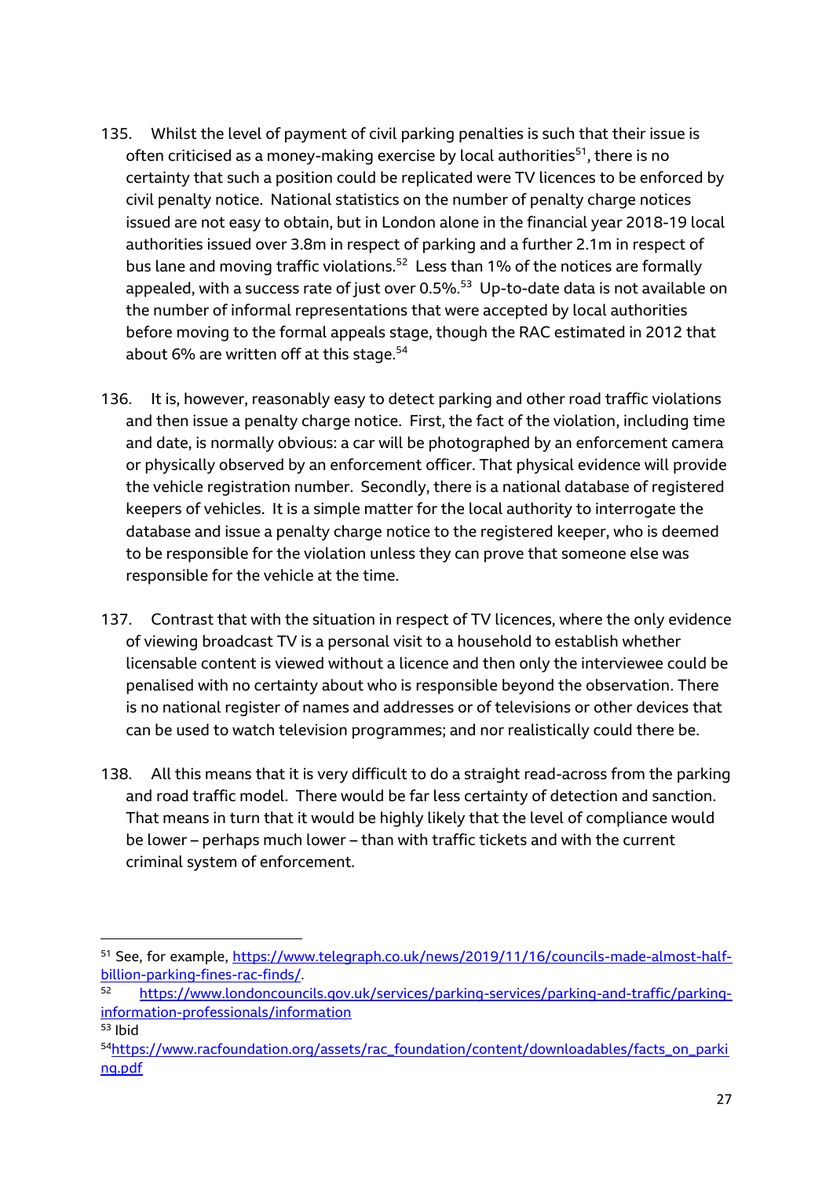135. Whilst the level of payment of civil parking penalties is such that their issue is often criticised as a money-making exercise by local authorities[51], there is no certainty that such a position could be replicated were TV licences to be enforced by civil penalty notice. National statistics on the number of penalty charge notices issued are not easy to obtain, but in London alone in the financial year 2018-19 local authorities issued over 3.8m in respect of parking and a further 2.1m in respect of bus lane and moving traffic violations.[52] Less than 1% of the notices are formally appealed, with a success rate of just over 0.5%.[53] Up-to-date data is not available on the number of informal representations that were accepted by local authorities before moving to the formal appeals stage, though the RAC estimated in 2012 that about 6% are written off at this stage.[54]

136. It is, however, reasonably easy to detect parking and other road traffic violations and then issue a penalty charge notice. First, the fact of the violation, including time and date, is normally obvious: a car will be photographed by an enforcement camera or physically observed by an enforcement officer. That physical evidence will provide the vehicle registration number. Secondly, there is a national database of registered keepers of vehicles. It is a simple matter for the local authority to interrogate the database and issue a penalty charge notice to the registered keeper, who is deemed to be responsible for the violation unless they can prove that someone else was responsible for the vehicle at the time.

137. Contrast that with the situation in respect of TV licences, where the only evidence of viewing broadcast TV is a personal visit to a household to establish whether licensable content is viewed without a licence and then only the interviewee could be penalised with no certainty about who is responsible beyond the observation. There is no national register of names and addresses or of televisions or other devices that can be used to watch television programmes; and nor realistically could there be.

138. All this means that it is very difficult to do a straight read-across from the parking and road traffic model. There would be far less certainty of detection and sanction. That means in turn that it would be highly likely that the level of compliance would be lower – perhaps much lower – than with traffic tickets and with the current criminal system of enforcement.

---

[51] See, for example, https://www.telegraph.co.uk/news/2019/11/16/councils-made-almost-half-billion-parking-fines-rac-finds/.

[52] https://www.londoncouncils.gov.uk/services/parking-services/parking-and-traffic/parking-information-professionals/information

[53] Ibid

[54] https://www.racfoundation.org/assets/rac_foundation/content/downloadables/facts_on_parking.pdf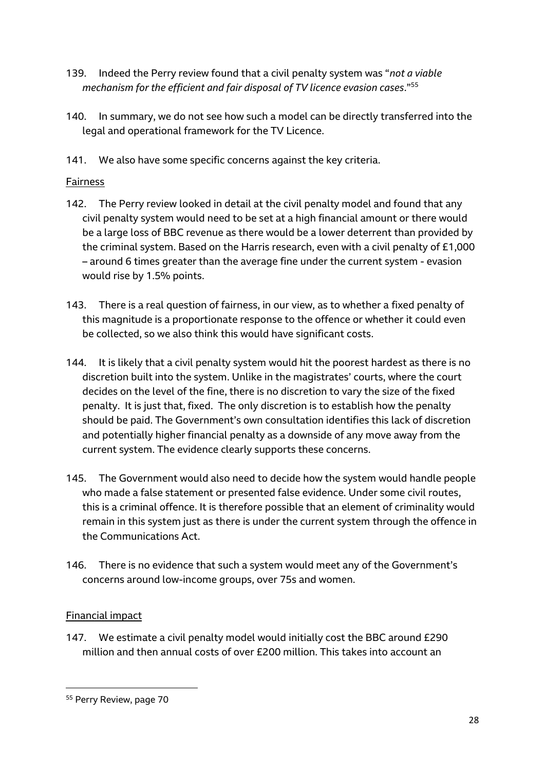139. Indeed the Perry review found that a civil penalty system was "*not a viable mechanism for the efficient and fair disposal of TV licence evasion cases*."[55]

140. In summary, we do not see how such a model can be directly transferred into the legal and operational framework for the TV Licence.

141. We also have some specific concerns against the key criteria.

<u>Fairness</u>

142. The Perry review looked in detail at the civil penalty model and found that any civil penalty system would need to be set at a high financial amount or there would be a large loss of BBC revenue as there would be a lower deterrent than provided by the criminal system. Based on the Harris research, even with a civil penalty of £1,000 – around 6 times greater than the average fine under the current system - evasion would rise by 1.5% points.

143. There is a real question of fairness, in our view, as to whether a fixed penalty of this magnitude is a proportionate response to the offence or whether it could even be collected, so we also think this would have significant costs.

144. It is likely that a civil penalty system would hit the poorest hardest as there is no discretion built into the system. Unlike in the magistrates' courts, where the court decides on the level of the fine, there is no discretion to vary the size of the fixed penalty. It is just that, fixed. The only discretion is to establish how the penalty should be paid. The Government's own consultation identifies this lack of discretion and potentially higher financial penalty as a downside of any move away from the current system. The evidence clearly supports these concerns.

145. The Government would also need to decide how the system would handle people who made a false statement or presented false evidence. Under some civil routes, this is a criminal offence. It is therefore possible that an element of criminality would remain in this system just as there is under the current system through the offence in the Communications Act.

146. There is no evidence that such a system would meet any of the Government's concerns around low-income groups, over 75s and women.

<u>Financial impact</u>

147. We estimate a civil penalty model would initially cost the BBC around £290 million and then annual costs of over £200 million. This takes into account an

[55] Perry Review, page 70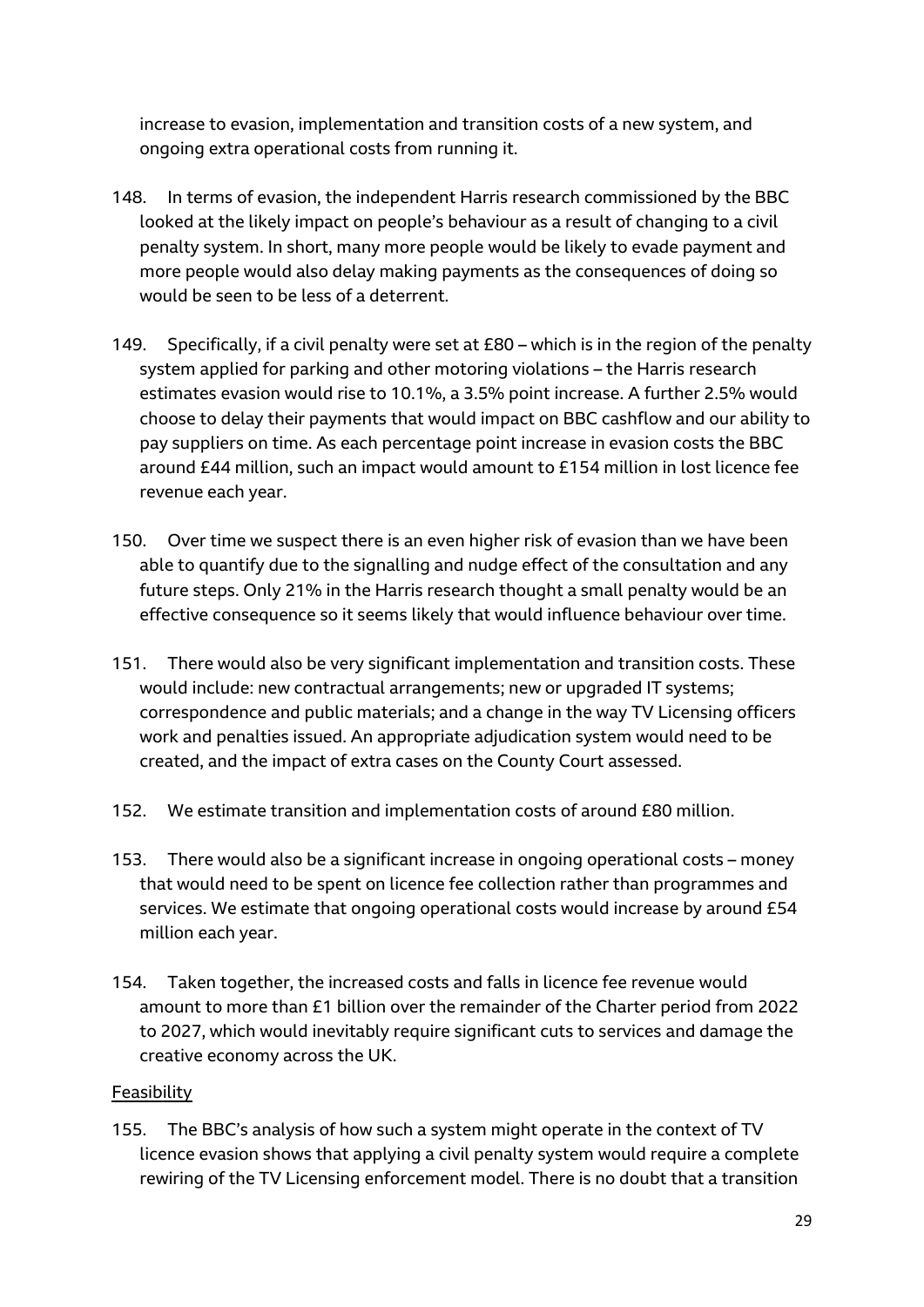increase to evasion, implementation and transition costs of a new system, and ongoing extra operational costs from running it.

148. In terms of evasion, the independent Harris research commissioned by the BBC looked at the likely impact on people's behaviour as a result of changing to a civil penalty system. In short, many more people would be likely to evade payment and more people would also delay making payments as the consequences of doing so would be seen to be less of a deterrent.

149. Specifically, if a civil penalty were set at £80 – which is in the region of the penalty system applied for parking and other motoring violations – the Harris research estimates evasion would rise to 10.1%, a 3.5% point increase. A further 2.5% would choose to delay their payments that would impact on BBC cashflow and our ability to pay suppliers on time. As each percentage point increase in evasion costs the BBC around £44 million, such an impact would amount to £154 million in lost licence fee revenue each year.

150. Over time we suspect there is an even higher risk of evasion than we have been able to quantify due to the signalling and nudge effect of the consultation and any future steps. Only 21% in the Harris research thought a small penalty would be an effective consequence so it seems likely that would influence behaviour over time.

151. There would also be very significant implementation and transition costs. These would include: new contractual arrangements; new or upgraded IT systems; correspondence and public materials; and a change in the way TV Licensing officers work and penalties issued. An appropriate adjudication system would need to be created, and the impact of extra cases on the County Court assessed.

152. We estimate transition and implementation costs of around £80 million.

153. There would also be a significant increase in ongoing operational costs – money that would need to be spent on licence fee collection rather than programmes and services. We estimate that ongoing operational costs would increase by around £54 million each year.

154. Taken together, the increased costs and falls in licence fee revenue would amount to more than £1 billion over the remainder of the Charter period from 2022 to 2027, which would inevitably require significant cuts to services and damage the creative economy across the UK.

<u>Feasibility</u>

155. The BBC's analysis of how such a system might operate in the context of TV licence evasion shows that applying a civil penalty system would require a complete rewiring of the TV Licensing enforcement model. There is no doubt that a transition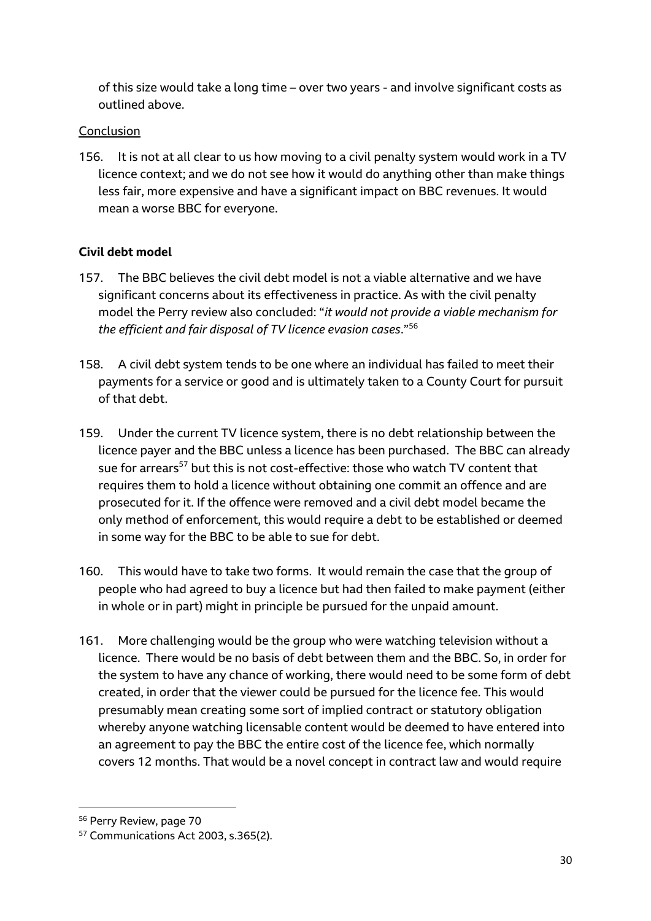of this size would take a long time – over two years - and involve significant costs as outlined above.

Conclusion

156. It is not at all clear to us how moving to a civil penalty system would work in a TV licence context; and we do not see how it would do anything other than make things less fair, more expensive and have a significant impact on BBC revenues. It would mean a worse BBC for everyone.

**Civil debt model**

157. The BBC believes the civil debt model is not a viable alternative and we have significant concerns about its effectiveness in practice. As with the civil penalty model the Perry review also concluded: "*it would not provide a viable mechanism for the efficient and fair disposal of TV licence evasion cases*."[56]

158. A civil debt system tends to be one where an individual has failed to meet their payments for a service or good and is ultimately taken to a County Court for pursuit of that debt.

159. Under the current TV licence system, there is no debt relationship between the licence payer and the BBC unless a licence has been purchased. The BBC can already sue for arrears[57] but this is not cost-effective: those who watch TV content that requires them to hold a licence without obtaining one commit an offence and are prosecuted for it. If the offence were removed and a civil debt model became the only method of enforcement, this would require a debt to be established or deemed in some way for the BBC to be able to sue for debt.

160. This would have to take two forms. It would remain the case that the group of people who had agreed to buy a licence but had then failed to make payment (either in whole or in part) might in principle be pursued for the unpaid amount.

161. More challenging would be the group who were watching television without a licence. There would be no basis of debt between them and the BBC. So, in order for the system to have any chance of working, there would need to be some form of debt created, in order that the viewer could be pursued for the licence fee. This would presumably mean creating some sort of implied contract or statutory obligation whereby anyone watching licensable content would be deemed to have entered into an agreement to pay the BBC the entire cost of the licence fee, which normally covers 12 months. That would be a novel concept in contract law and would require

[56] Perry Review, page 70

[57] Communications Act 2003, s.365(2).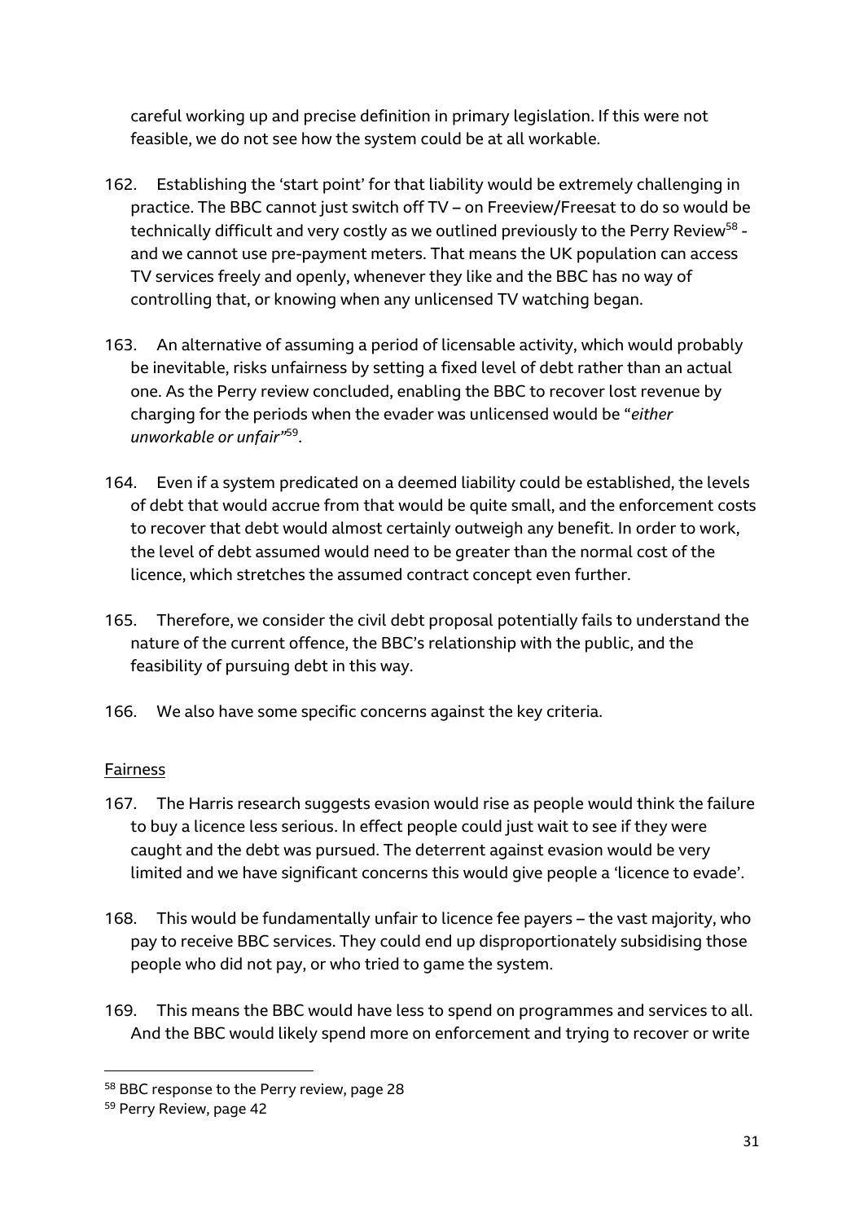careful working up and precise definition in primary legislation. If this were not feasible, we do not see how the system could be at all workable.

162. Establishing the 'start point' for that liability would be extremely challenging in practice. The BBC cannot just switch off TV – on Freeview/Freesat to do so would be technically difficult and very costly as we outlined previously to the Perry Review[58] - and we cannot use pre-payment meters. That means the UK population can access TV services freely and openly, whenever they like and the BBC has no way of controlling that, or knowing when any unlicensed TV watching began.

163. An alternative of assuming a period of licensable activity, which would probably be inevitable, risks unfairness by setting a fixed level of debt rather than an actual one. As the Perry review concluded, enabling the BBC to recover lost revenue by charging for the periods when the evader was unlicensed would be "*either unworkable or unfair*"[59].

164. Even if a system predicated on a deemed liability could be established, the levels of debt that would accrue from that would be quite small, and the enforcement costs to recover that debt would almost certainly outweigh any benefit. In order to work, the level of debt assumed would need to be greater than the normal cost of the licence, which stretches the assumed contract concept even further.

165. Therefore, we consider the civil debt proposal potentially fails to understand the nature of the current offence, the BBC's relationship with the public, and the feasibility of pursuing debt in this way.

166. We also have some specific concerns against the key criteria.

Fairness

167. The Harris research suggests evasion would rise as people would think the failure to buy a licence less serious. In effect people could just wait to see if they were caught and the debt was pursued. The deterrent against evasion would be very limited and we have significant concerns this would give people a 'licence to evade'.

168. This would be fundamentally unfair to licence fee payers – the vast majority, who pay to receive BBC services. They could end up disproportionately subsidising those people who did not pay, or who tried to game the system.

169. This means the BBC would have less to spend on programmes and services to all. And the BBC would likely spend more on enforcement and trying to recover or write

[58] BBC response to the Perry review, page 28

[59] Perry Review, page 42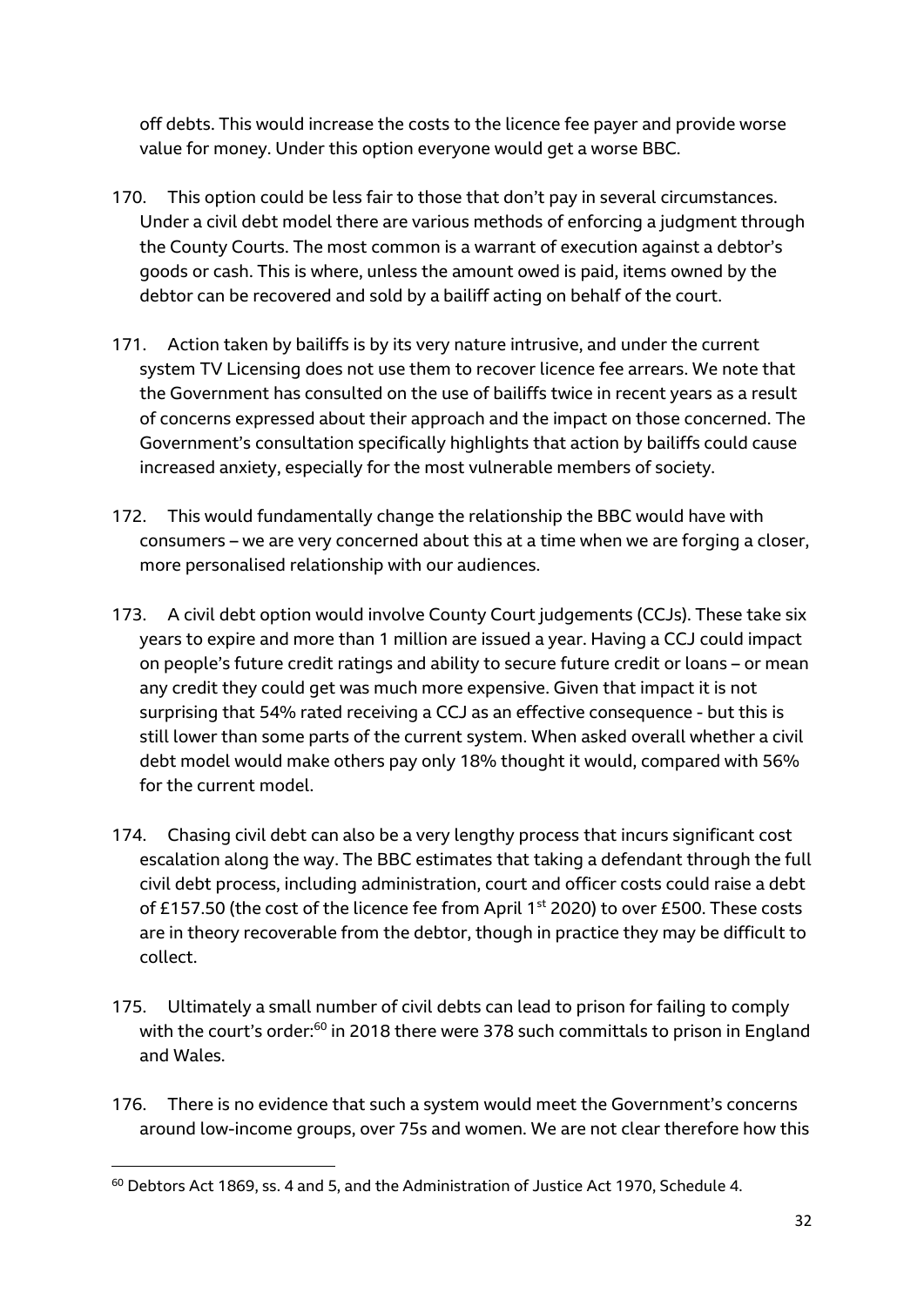off debts. This would increase the costs to the licence fee payer and provide worse value for money. Under this option everyone would get a worse BBC.

170. This option could be less fair to those that don't pay in several circumstances. Under a civil debt model there are various methods of enforcing a judgment through the County Courts. The most common is a warrant of execution against a debtor's goods or cash. This is where, unless the amount owed is paid, items owned by the debtor can be recovered and sold by a bailiff acting on behalf of the court.

171. Action taken by bailiffs is by its very nature intrusive, and under the current system TV Licensing does not use them to recover licence fee arrears. We note that the Government has consulted on the use of bailiffs twice in recent years as a result of concerns expressed about their approach and the impact on those concerned. The Government's consultation specifically highlights that action by bailiffs could cause increased anxiety, especially for the most vulnerable members of society.

172. This would fundamentally change the relationship the BBC would have with consumers – we are very concerned about this at a time when we are forging a closer, more personalised relationship with our audiences.

173. A civil debt option would involve County Court judgements (CCJs). These take six years to expire and more than 1 million are issued a year. Having a CCJ could impact on people's future credit ratings and ability to secure future credit or loans – or mean any credit they could get was much more expensive. Given that impact it is not surprising that 54% rated receiving a CCJ as an effective consequence - but this is still lower than some parts of the current system. When asked overall whether a civil debt model would make others pay only 18% thought it would, compared with 56% for the current model.

174. Chasing civil debt can also be a very lengthy process that incurs significant cost escalation along the way. The BBC estimates that taking a defendant through the full civil debt process, including administration, court and officer costs could raise a debt of £157.50 (the cost of the licence fee from April 1st 2020) to over £500. These costs are in theory recoverable from the debtor, though in practice they may be difficult to collect.

175. Ultimately a small number of civil debts can lead to prison for failing to comply with the court's order:[60] in 2018 there were 378 such committals to prison in England and Wales.

176. There is no evidence that such a system would meet the Government's concerns around low-income groups, over 75s and women. We are not clear therefore how this

---

[60] Debtors Act 1869, ss. 4 and 5, and the Administration of Justice Act 1970, Schedule 4.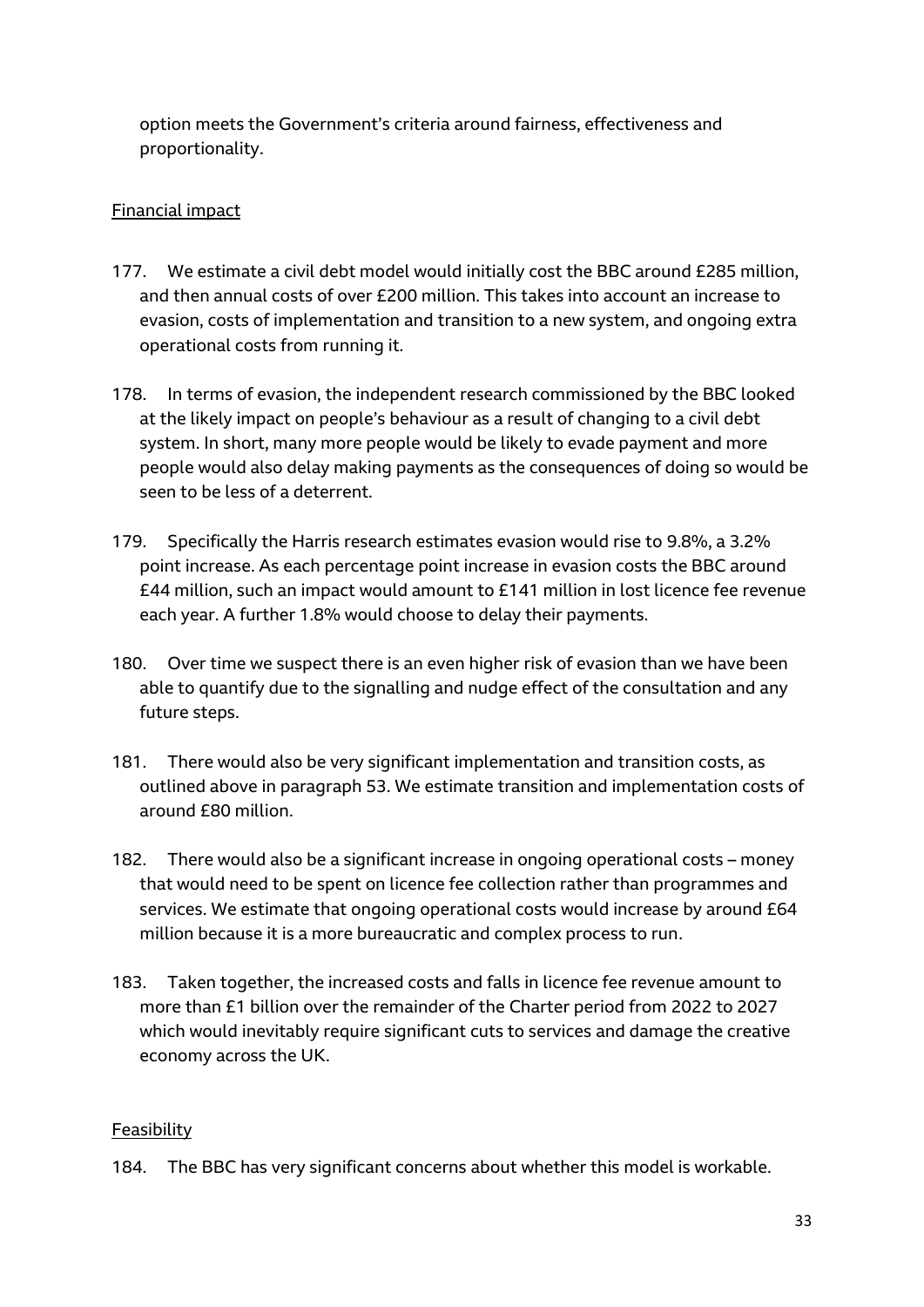option meets the Government's criteria around fairness, effectiveness and proportionality.

<u>Financial impact</u>

177. We estimate a civil debt model would initially cost the BBC around £285 million, and then annual costs of over £200 million. This takes into account an increase to evasion, costs of implementation and transition to a new system, and ongoing extra operational costs from running it.

178. In terms of evasion, the independent research commissioned by the BBC looked at the likely impact on people's behaviour as a result of changing to a civil debt system. In short, many more people would be likely to evade payment and more people would also delay making payments as the consequences of doing so would be seen to be less of a deterrent.

179. Specifically the Harris research estimates evasion would rise to 9.8%, a 3.2% point increase. As each percentage point increase in evasion costs the BBC around £44 million, such an impact would amount to £141 million in lost licence fee revenue each year. A further 1.8% would choose to delay their payments.

180. Over time we suspect there is an even higher risk of evasion than we have been able to quantify due to the signalling and nudge effect of the consultation and any future steps.

181. There would also be very significant implementation and transition costs, as outlined above in paragraph 53. We estimate transition and implementation costs of around £80 million.

182. There would also be a significant increase in ongoing operational costs – money that would need to be spent on licence fee collection rather than programmes and services. We estimate that ongoing operational costs would increase by around £64 million because it is a more bureaucratic and complex process to run.

183. Taken together, the increased costs and falls in licence fee revenue amount to more than £1 billion over the remainder of the Charter period from 2022 to 2027 which would inevitably require significant cuts to services and damage the creative economy across the UK.

<u>Feasibility</u>

184. The BBC has very significant concerns about whether this model is workable.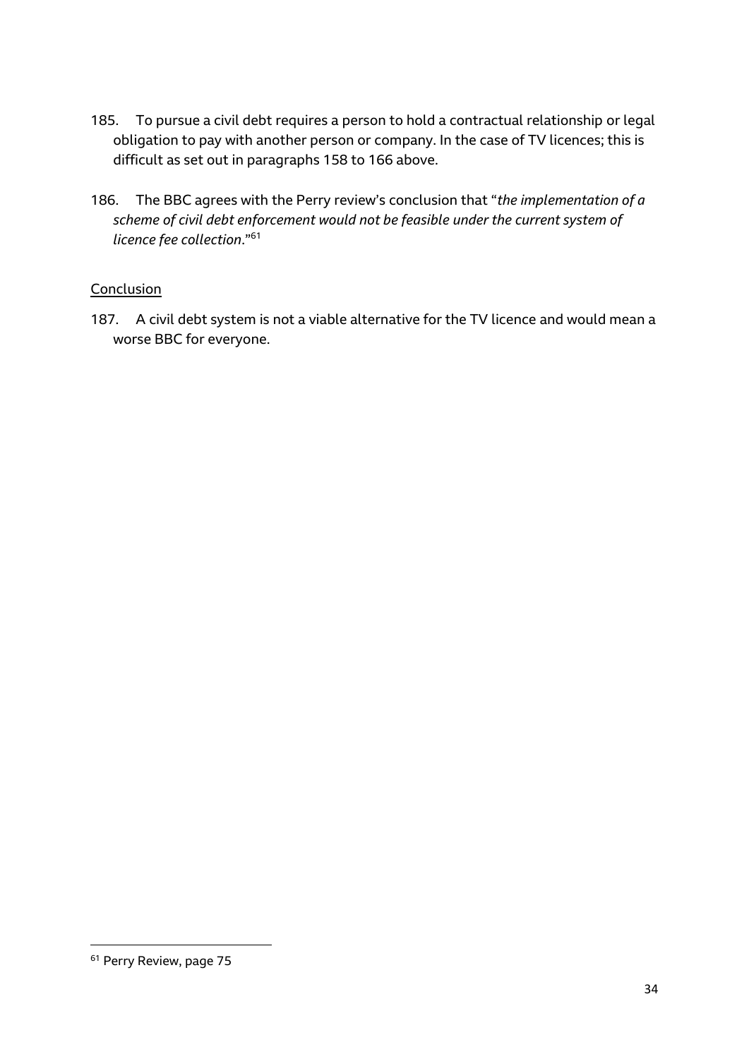185. To pursue a civil debt requires a person to hold a contractual relationship or legal obligation to pay with another person or company. In the case of TV licences; this is difficult as set out in paragraphs 158 to 166 above.

186. The BBC agrees with the Perry review's conclusion that "*the implementation of a scheme of civil debt enforcement would not be feasible under the current system of licence fee collection*."[61]

<u>Conclusion</u>

187. A civil debt system is not a viable alternative for the TV licence and would mean a worse BBC for everyone.

---

[61] Perry Review, page 75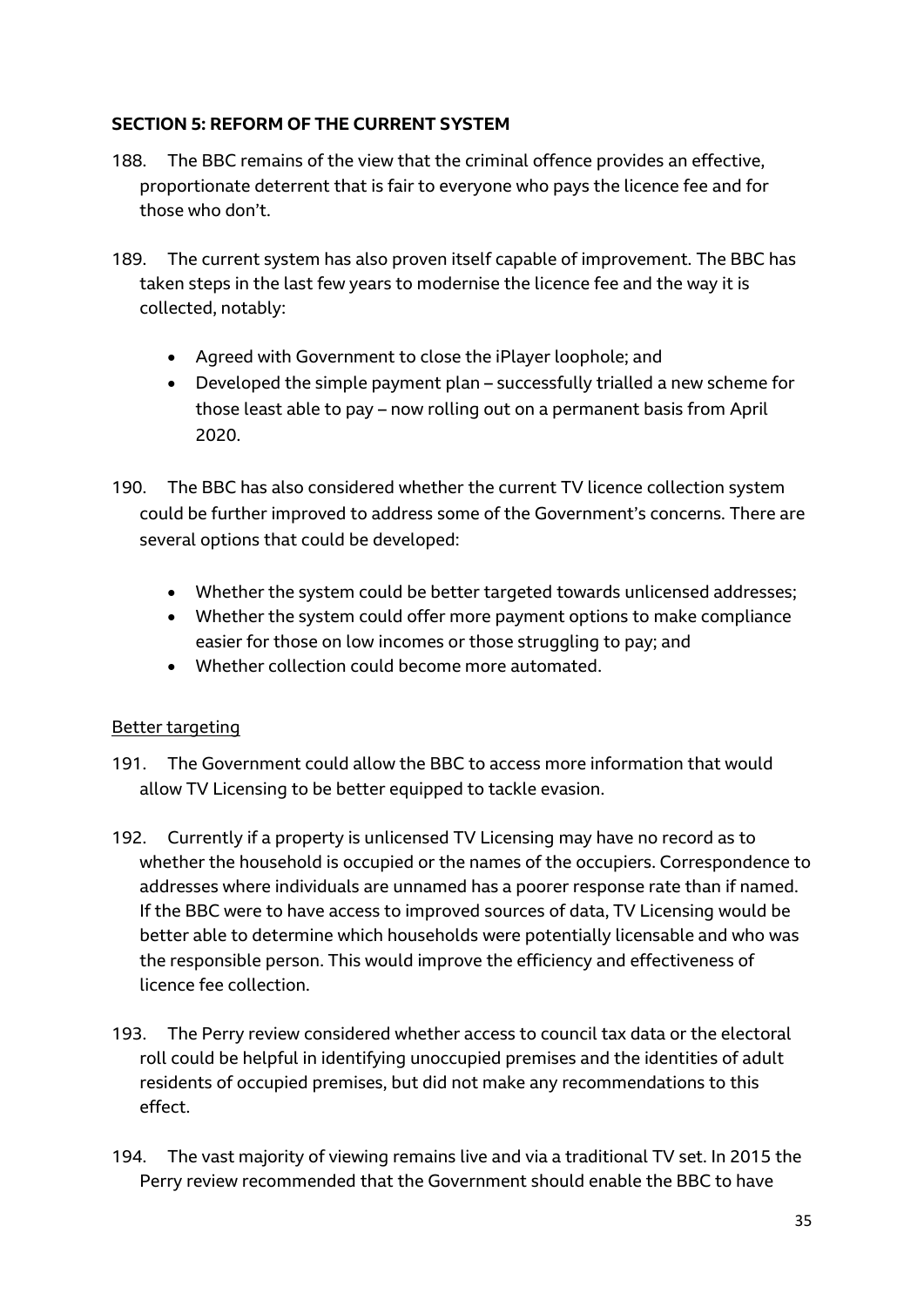## SECTION 5: REFORM OF THE CURRENT SYSTEM

188. The BBC remains of the view that the criminal offence provides an effective, proportionate deterrent that is fair to everyone who pays the licence fee and for those who don't.

189. The current system has also proven itself capable of improvement. The BBC has taken steps in the last few years to modernise the licence fee and the way it is collected, notably:

- Agreed with Government to close the iPlayer loophole; and
- Developed the simple payment plan – successfully trialled a new scheme for those least able to pay – now rolling out on a permanent basis from April 2020.

190. The BBC has also considered whether the current TV licence collection system could be further improved to address some of the Government's concerns. There are several options that could be developed:

- Whether the system could be better targeted towards unlicensed addresses;
- Whether the system could offer more payment options to make compliance easier for those on low incomes or those struggling to pay; and
- Whether collection could become more automated.

### Better targeting

191. The Government could allow the BBC to access more information that would allow TV Licensing to be better equipped to tackle evasion.

192. Currently if a property is unlicensed TV Licensing may have no record as to whether the household is occupied or the names of the occupiers. Correspondence to addresses where individuals are unnamed has a poorer response rate than if named. If the BBC were to have access to improved sources of data, TV Licensing would be better able to determine which households were potentially licensable and who was the responsible person. This would improve the efficiency and effectiveness of licence fee collection.

193. The Perry review considered whether access to council tax data or the electoral roll could be helpful in identifying unoccupied premises and the identities of adult residents of occupied premises, but did not make any recommendations to this effect.

194. The vast majority of viewing remains live and via a traditional TV set. In 2015 the Perry review recommended that the Government should enable the BBC to have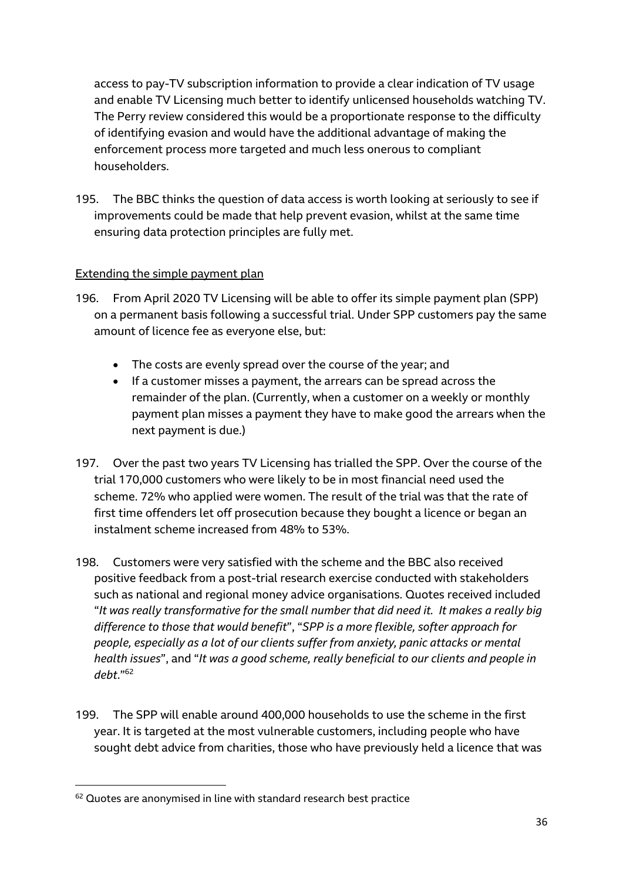access to pay-TV subscription information to provide a clear indication of TV usage and enable TV Licensing much better to identify unlicensed households watching TV. The Perry review considered this would be a proportionate response to the difficulty of identifying evasion and would have the additional advantage of making the enforcement process more targeted and much less onerous to compliant householders.

195. The BBC thinks the question of data access is worth looking at seriously to see if improvements could be made that help prevent evasion, whilst at the same time ensuring data protection principles are fully met.

<u>Extending the simple payment plan</u>

196. From April 2020 TV Licensing will be able to offer its simple payment plan (SPP) on a permanent basis following a successful trial. Under SPP customers pay the same amount of licence fee as everyone else, but:

- The costs are evenly spread over the course of the year; and
- If a customer misses a payment, the arrears can be spread across the remainder of the plan. (Currently, when a customer on a weekly or monthly payment plan misses a payment they have to make good the arrears when the next payment is due.)

197. Over the past two years TV Licensing has trialled the SPP. Over the course of the trial 170,000 customers who were likely to be in most financial need used the scheme. 72% who applied were women. The result of the trial was that the rate of first time offenders let off prosecution because they bought a licence or began an instalment scheme increased from 48% to 53%.

198. Customers were very satisfied with the scheme and the BBC also received positive feedback from a post-trial research exercise conducted with stakeholders such as national and regional money advice organisations. Quotes received included "*It was really transformative for the small number that did need it. It makes a really big difference to those that would benefit*", "*SPP is a more flexible, softer approach for people, especially as a lot of our clients suffer from anxiety, panic attacks or mental health issues*", and "*It was a good scheme, really beneficial to our clients and people in debt*."[62]

199. The SPP will enable around 400,000 households to use the scheme in the first year. It is targeted at the most vulnerable customers, including people who have sought debt advice from charities, those who have previously held a licence that was

[62] Quotes are anonymised in line with standard research best practice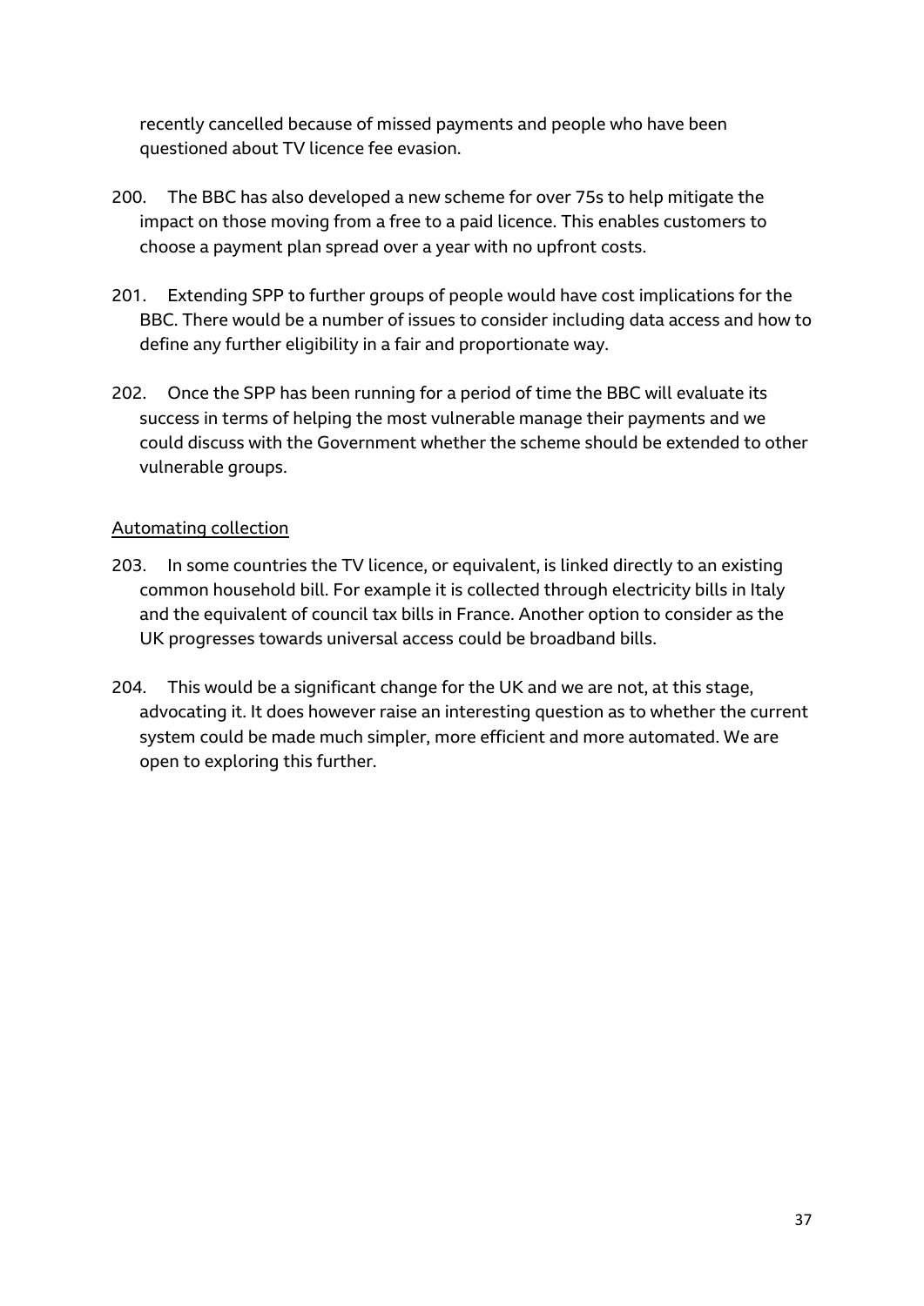recently cancelled because of missed payments and people who have been questioned about TV licence fee evasion.

200. The BBC has also developed a new scheme for over 75s to help mitigate the impact on those moving from a free to a paid licence. This enables customers to choose a payment plan spread over a year with no upfront costs.

201. Extending SPP to further groups of people would have cost implications for the BBC. There would be a number of issues to consider including data access and how to define any further eligibility in a fair and proportionate way.

202. Once the SPP has been running for a period of time the BBC will evaluate its success in terms of helping the most vulnerable manage their payments and we could discuss with the Government whether the scheme should be extended to other vulnerable groups.

<u>Automating collection</u>

203. In some countries the TV licence, or equivalent, is linked directly to an existing common household bill. For example it is collected through electricity bills in Italy and the equivalent of council tax bills in France. Another option to consider as the UK progresses towards universal access could be broadband bills.

204. This would be a significant change for the UK and we are not, at this stage, advocating it. It does however raise an interesting question as to whether the current system could be made much simpler, more efficient and more automated. We are open to exploring this further.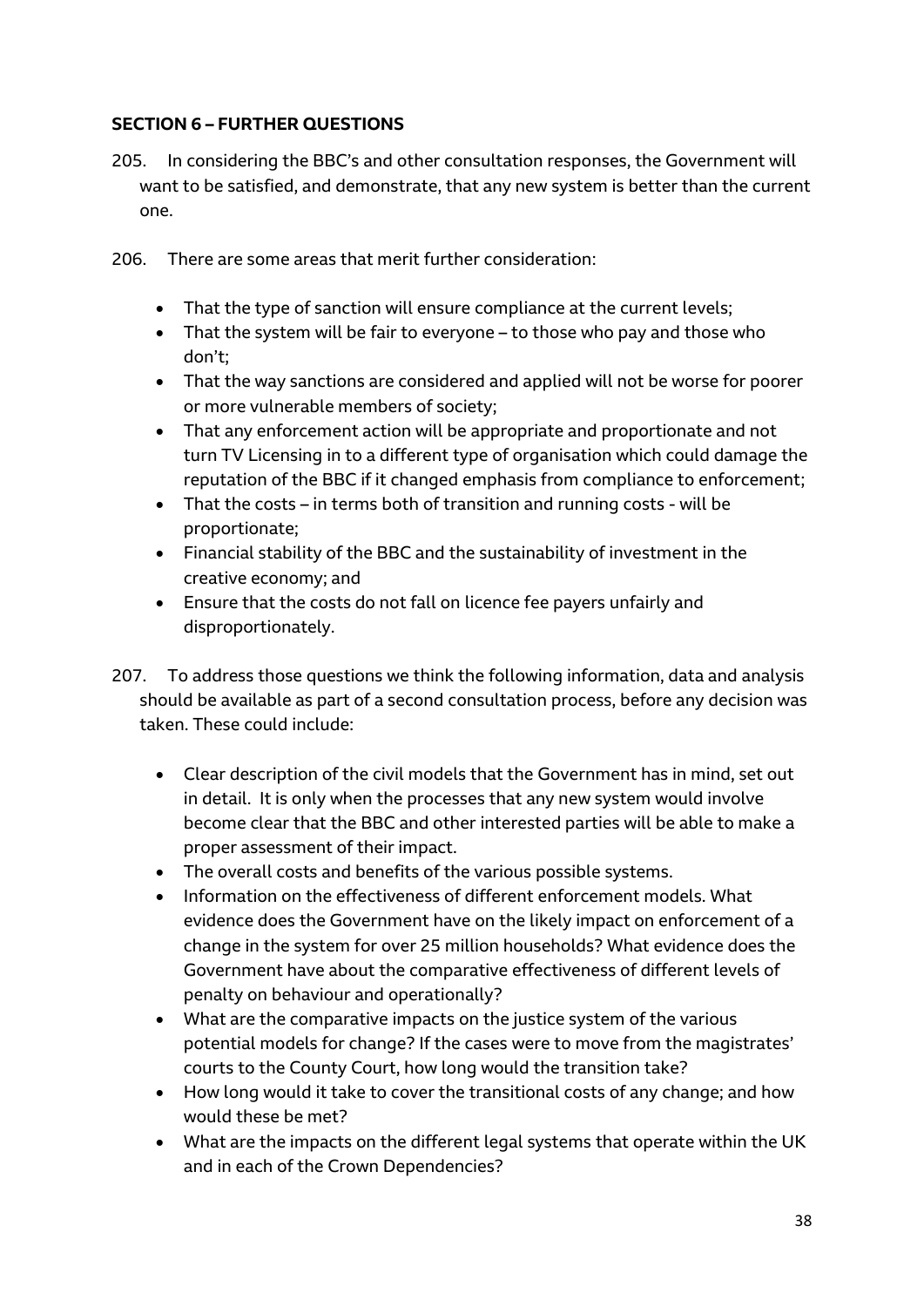**SECTION 6 – FURTHER QUESTIONS**

205. In considering the BBC's and other consultation responses, the Government will want to be satisfied, and demonstrate, that any new system is better than the current one.

206. There are some areas that merit further consideration:

- That the type of sanction will ensure compliance at the current levels;
- That the system will be fair to everyone – to those who pay and those who don't;
- That the way sanctions are considered and applied will not be worse for poorer or more vulnerable members of society;
- That any enforcement action will be appropriate and proportionate and not turn TV Licensing in to a different type of organisation which could damage the reputation of the BBC if it changed emphasis from compliance to enforcement;
- That the costs – in terms both of transition and running costs - will be proportionate;
- Financial stability of the BBC and the sustainability of investment in the creative economy; and
- Ensure that the costs do not fall on licence fee payers unfairly and disproportionately.

207. To address those questions we think the following information, data and analysis should be available as part of a second consultation process, before any decision was taken. These could include:

- Clear description of the civil models that the Government has in mind, set out in detail. It is only when the processes that any new system would involve become clear that the BBC and other interested parties will be able to make a proper assessment of their impact.
- The overall costs and benefits of the various possible systems.
- Information on the effectiveness of different enforcement models. What evidence does the Government have on the likely impact on enforcement of a change in the system for over 25 million households? What evidence does the Government have about the comparative effectiveness of different levels of penalty on behaviour and operationally?
- What are the comparative impacts on the justice system of the various potential models for change? If the cases were to move from the magistrates' courts to the County Court, how long would the transition take?
- How long would it take to cover the transitional costs of any change; and how would these be met?
- What are the impacts on the different legal systems that operate within the UK and in each of the Crown Dependencies?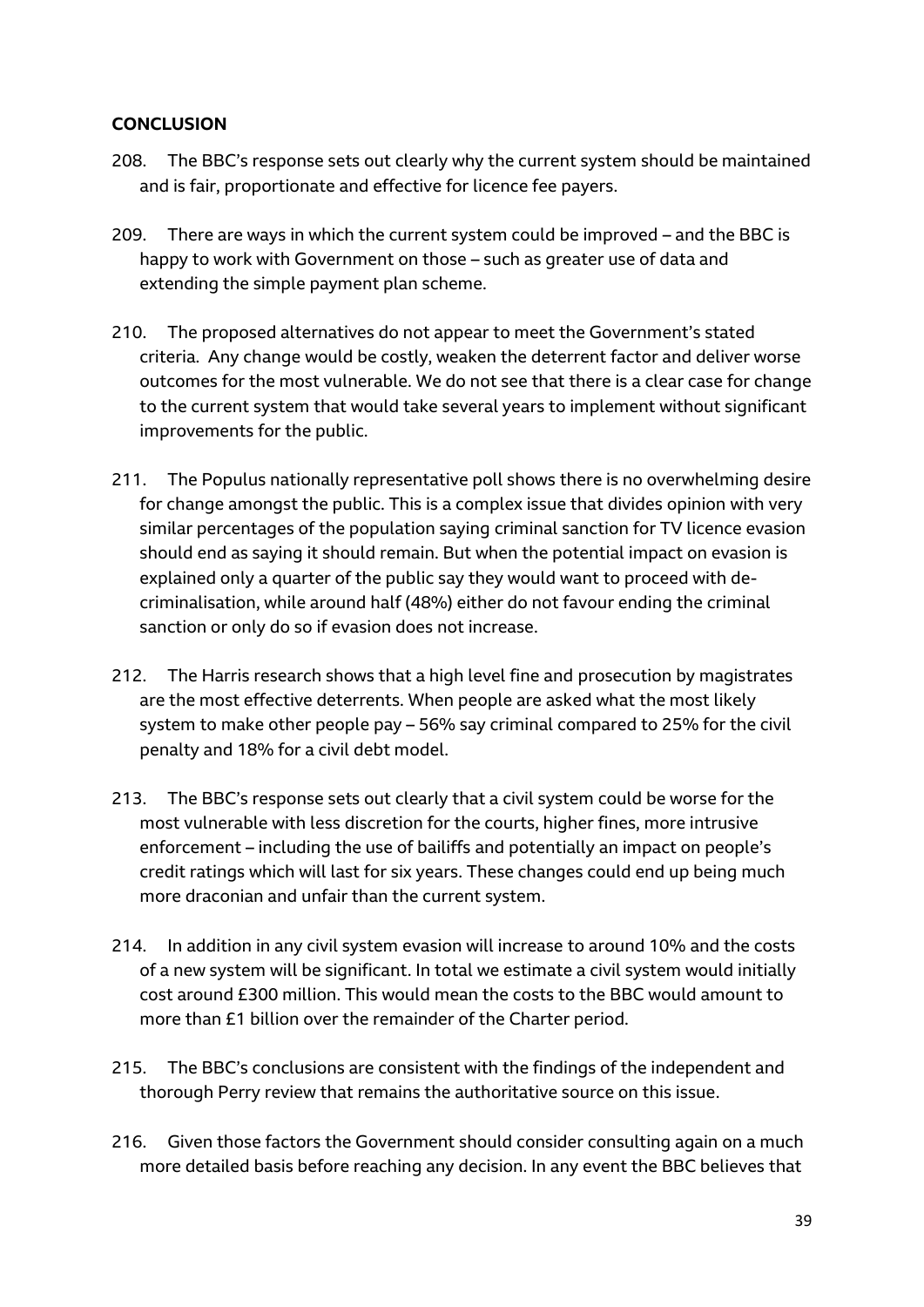**CONCLUSION**

208. The BBC's response sets out clearly why the current system should be maintained and is fair, proportionate and effective for licence fee payers.

209. There are ways in which the current system could be improved – and the BBC is happy to work with Government on those – such as greater use of data and extending the simple payment plan scheme.

210. The proposed alternatives do not appear to meet the Government's stated criteria. Any change would be costly, weaken the deterrent factor and deliver worse outcomes for the most vulnerable. We do not see that there is a clear case for change to the current system that would take several years to implement without significant improvements for the public.

211. The Populus nationally representative poll shows there is no overwhelming desire for change amongst the public. This is a complex issue that divides opinion with very similar percentages of the population saying criminal sanction for TV licence evasion should end as saying it should remain. But when the potential impact on evasion is explained only a quarter of the public say they would want to proceed with de-criminalisation, while around half (48%) either do not favour ending the criminal sanction or only do so if evasion does not increase.

212. The Harris research shows that a high level fine and prosecution by magistrates are the most effective deterrents. When people are asked what the most likely system to make other people pay – 56% say criminal compared to 25% for the civil penalty and 18% for a civil debt model.

213. The BBC's response sets out clearly that a civil system could be worse for the most vulnerable with less discretion for the courts, higher fines, more intrusive enforcement – including the use of bailiffs and potentially an impact on people's credit ratings which will last for six years. These changes could end up being much more draconian and unfair than the current system.

214. In addition in any civil system evasion will increase to around 10% and the costs of a new system will be significant. In total we estimate a civil system would initially cost around £300 million. This would mean the costs to the BBC would amount to more than £1 billion over the remainder of the Charter period.

215. The BBC's conclusions are consistent with the findings of the independent and thorough Perry review that remains the authoritative source on this issue.

216. Given those factors the Government should consider consulting again on a much more detailed basis before reaching any decision. In any event the BBC believes that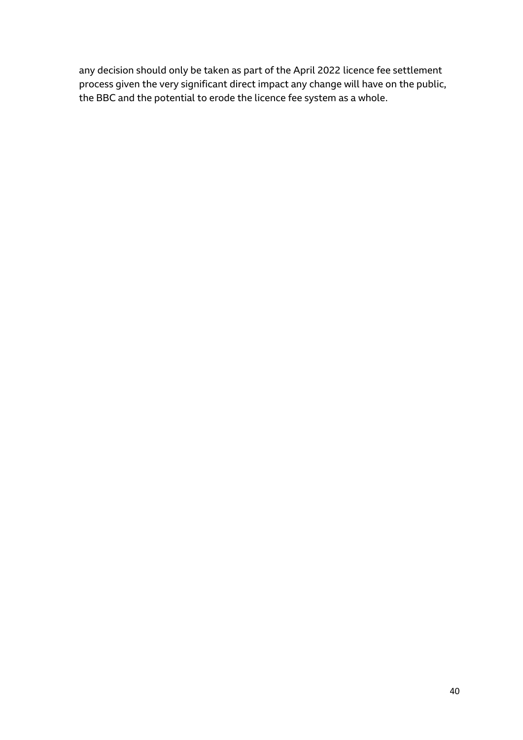any decision should only be taken as part of the April 2022 licence fee settlement process given the very significant direct impact any change will have on the public, the BBC and the potential to erode the licence fee system as a whole.